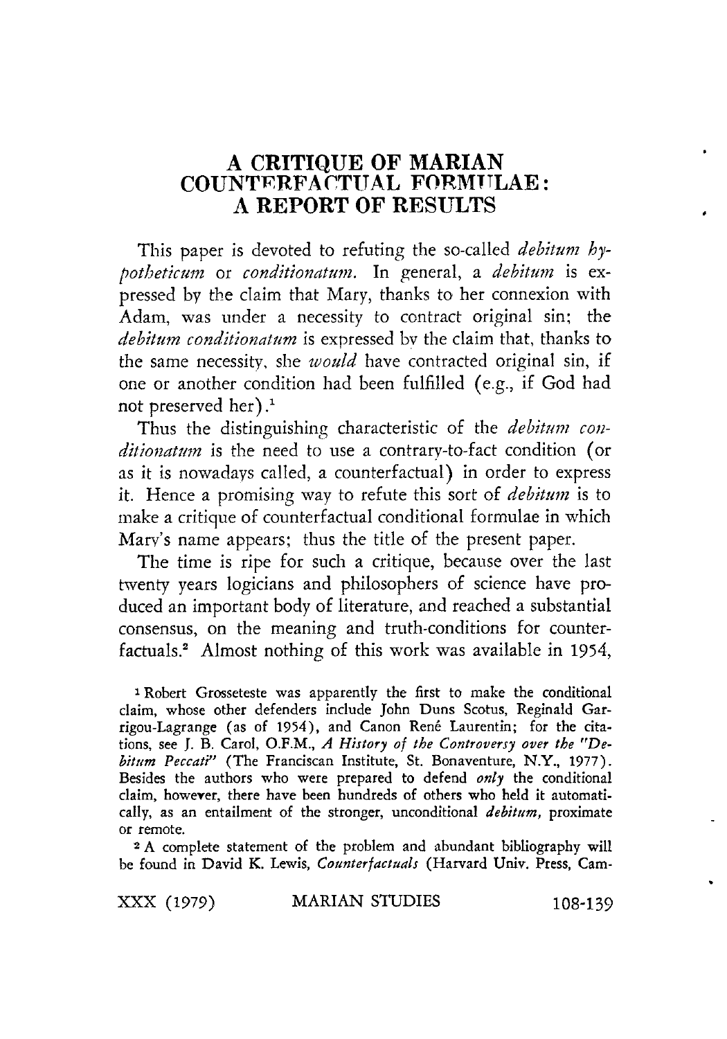# A CRITIQUE OF MARIAN COUNTERFACTUAL FORMULAE: A REPORT OF RESULTS

This paper is devoted to refuting the so-called *debitum hypotheticum* or *conditionatum*. In general, a *debitum* is expressed by the claim that Mary, thanks to her connexion with Adam, was under a necessity to contract original sin; the *debitum conditionatum* is expressed by the claim that, thanks to the same necessity, she *would* have contracted original sin, if one or another condition had been fulfilled (e.g., if God had not preserved her).[1]

Thus the distinguishing characteristic of the *debitum conditionatum* is the need to use a contrary-to-fact condition (or as it is nowadays called, a counterfactual) in order to express it. Hence a promising way to refute this sort of *debitum* is to make a critique of counterfactual conditional formulae in which Mary's name appears; thus the title of the present paper.

The time is ripe for such a critique, because over the last twenty years logicians and philosophers of science have produced an important body of literature, and reached a substantial consensus, on the meaning and truth-conditions for counterfactuals.[2] Almost nothing of this work was available in 1954,

---

[1] Robert Grosseteste was apparently the first to make the conditional claim, whose other defenders include John Duns Scotus, Reginald Garrigou-Lagrange (as of 1954), and Canon René Laurentin; for the citations, see J. B. Carol, O.F.M., *A History of the Controversy over the "Debitum Peccati"* (The Franciscan Institute, St. Bonaventure, N.Y., 1977). Besides the authors who were prepared to defend *only* the conditional claim, however, there have been hundreds of others who held it automatically, as an entailment of the stronger, unconditional *debitum*, proximate or remote.

[2] A complete statement of the problem and abundant bibliography will be found in David K. Lewis, *Counterfactuals* (Harvard Univ. Press, Cam-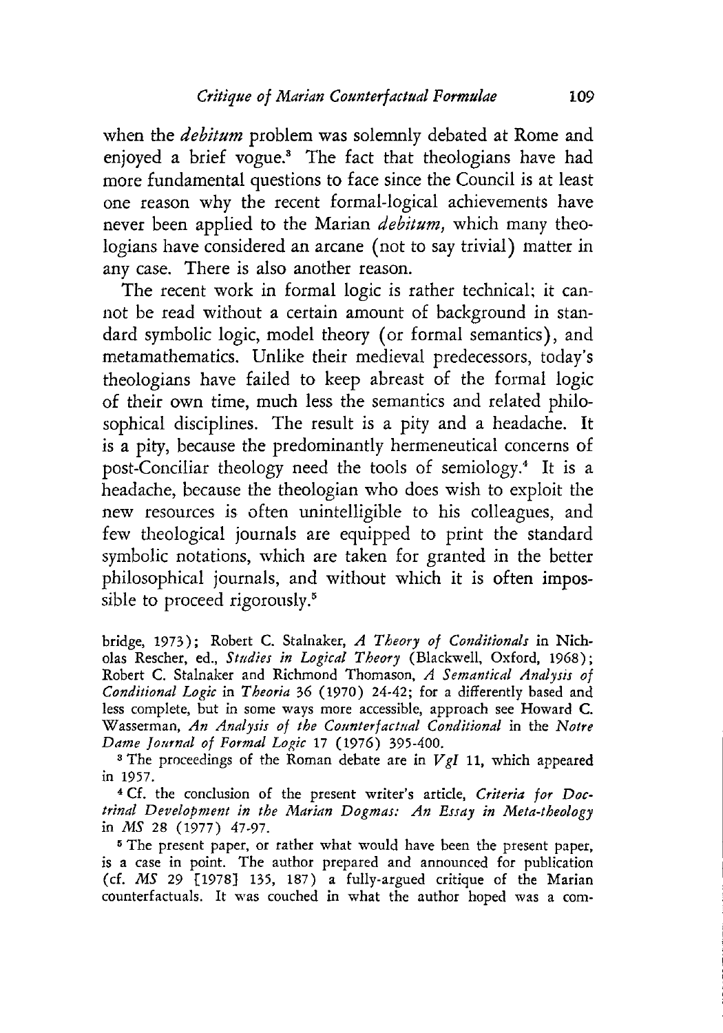when the *debitum* problem was solemnly debated at Rome and enjoyed a brief vogue.[3] The fact that theologians have had more fundamental questions to face since the Council is at least one reason why the recent formal-logical achievements have never been applied to the Marian *debitum,* which many theologians have considered an arcane (not to say trivial) matter in any case. There is also another reason.

The recent work in formal logic is rather technical; it cannot be read without a certain amount of background in standard symbolic logic, model theory (or formal semantics), and metamathematics. Unlike their medieval predecessors, today's theologians have failed to keep abreast of the formal logic of their own time, much less the semantics and related philosophical disciplines. The result is a pity and a headache. It is a pity, because the predominantly hermeneutical concerns of post-Conciliar theology need the tools of semiology.[4] It is a headache, because the theologian who does wish to exploit the new resources is often unintelligible to his colleagues, and few theological journals are equipped to print the standard symbolic notations, which are taken for granted in the better philosophical journals, and without which it is often impossible to proceed rigorously.[5]

bridge, 1973); Robert C. Stalnaker, *A Theory of Conditionals* in Nicholas Rescher, ed., *Studies in Logical Theory* (Blackwell, Oxford, 1968); Robert C. Stalnaker and Richmond Thomason, *A Semantical Analysis of Conditional Logic* in *Theoria* 36 (1970) 24-42; for a differently based and less complete, but in some ways more accessible, approach see Howard C. Wasserman, *An Analysis of the Counterfactual Conditional* in the *Notre Dame Journal of Formal Logic* 17 (1976) 395-400.

[3] The proceedings of the Roman debate are in *VgI* 11, which appeared in 1957.

[4] Cf. the conclusion of the present writer's article, *Criteria for Doctrinal Development in the Marian Dogmas: An Essay in Meta-theology* in *MS* 28 (1977) 47-97.

[5] The present paper, or rather what would have been the present paper, is a case in point. The author prepared and announced for publication (cf. *MS* 29 [1978] 135, 187) a fully-argued critique of the Marian counterfactuals. It was couched in what the author hoped was a com-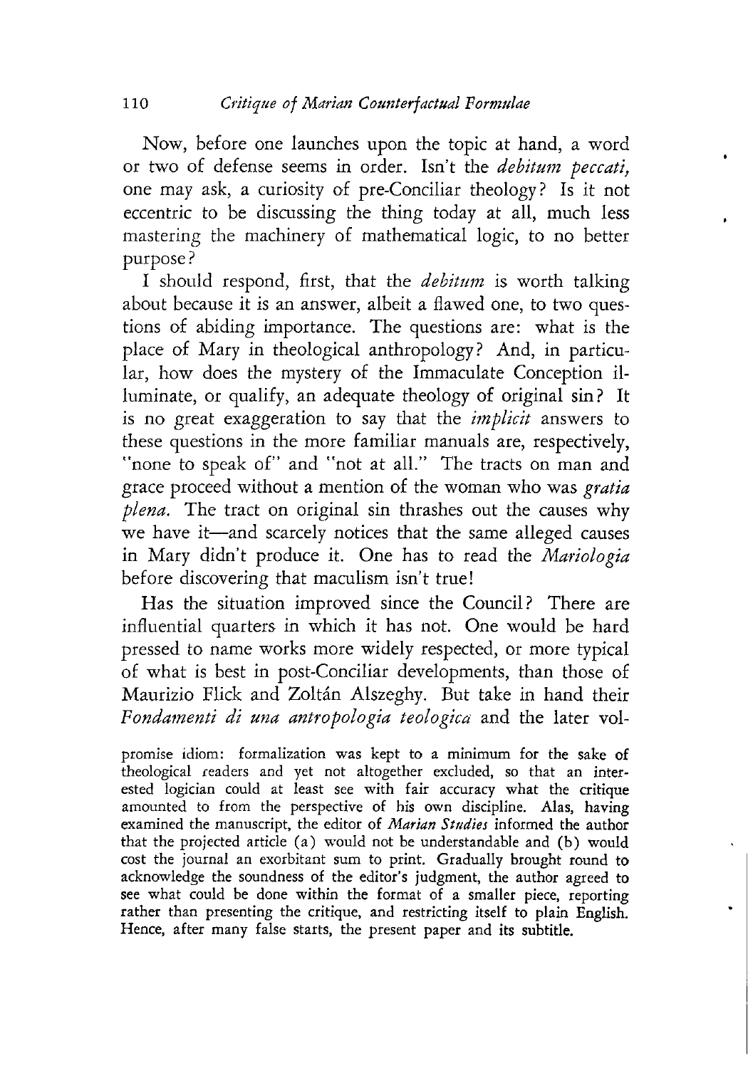Now, before one launches upon the topic at hand, a word or two of defense seems in order. Isn't the *debitum peccati,* one may ask, a curiosity of pre-Conciliar theology? Is it not eccentric to be discussing the thing today at all, much less mastering the machinery of mathematical logic, to no better purpose?

I should respond, first, that the *debitum* is worth talking about because it is an answer, albeit a flawed one, to two questions of abiding importance. The questions are: what is the place of Mary in theological anthropology? And, in particular, how does the mystery of the Immaculate Conception illuminate, or qualify, an adequate theology of original sin? It is no great exaggeration to say that the *implicit* answers to these questions in the more familiar manuals are, respectively, "none to speak of" and "not at all." The tracts on man and grace proceed without a mention of the woman who was *gratia plena*. The tract on original sin thrashes out the causes why we have it—and scarcely notices that the same alleged causes in Mary didn't produce it. One has to read the *Mariologia* before discovering that maculism isn't true!

Has the situation improved since the Council? There are influential quarters in which it has not. One would be hard pressed to name works more widely respected, or more typical of what is best in post-Conciliar developments, than those of Maurizio Flick and Zoltán Alszeghy. But take in hand their *Fondamenti di una antropologia teologica* and the later vol-

promise idiom: formalization was kept to a minimum for the sake of theological readers and yet not altogether excluded, so that an interested logician could at least see with fair accuracy what the critique amounted to from the perspective of his own discipline. Alas, having examined the manuscript, the editor of *Marian Studies* informed the author that the projected article (a) would not be understandable and (b) would cost the journal an exorbitant sum to print. Gradually brought round to acknowledge the soundness of the editor's judgment, the author agreed to see what could be done within the format of a smaller piece, reporting rather than presenting the critique, and restricting itself to plain English. Hence, after many false starts, the present paper and its subtitle.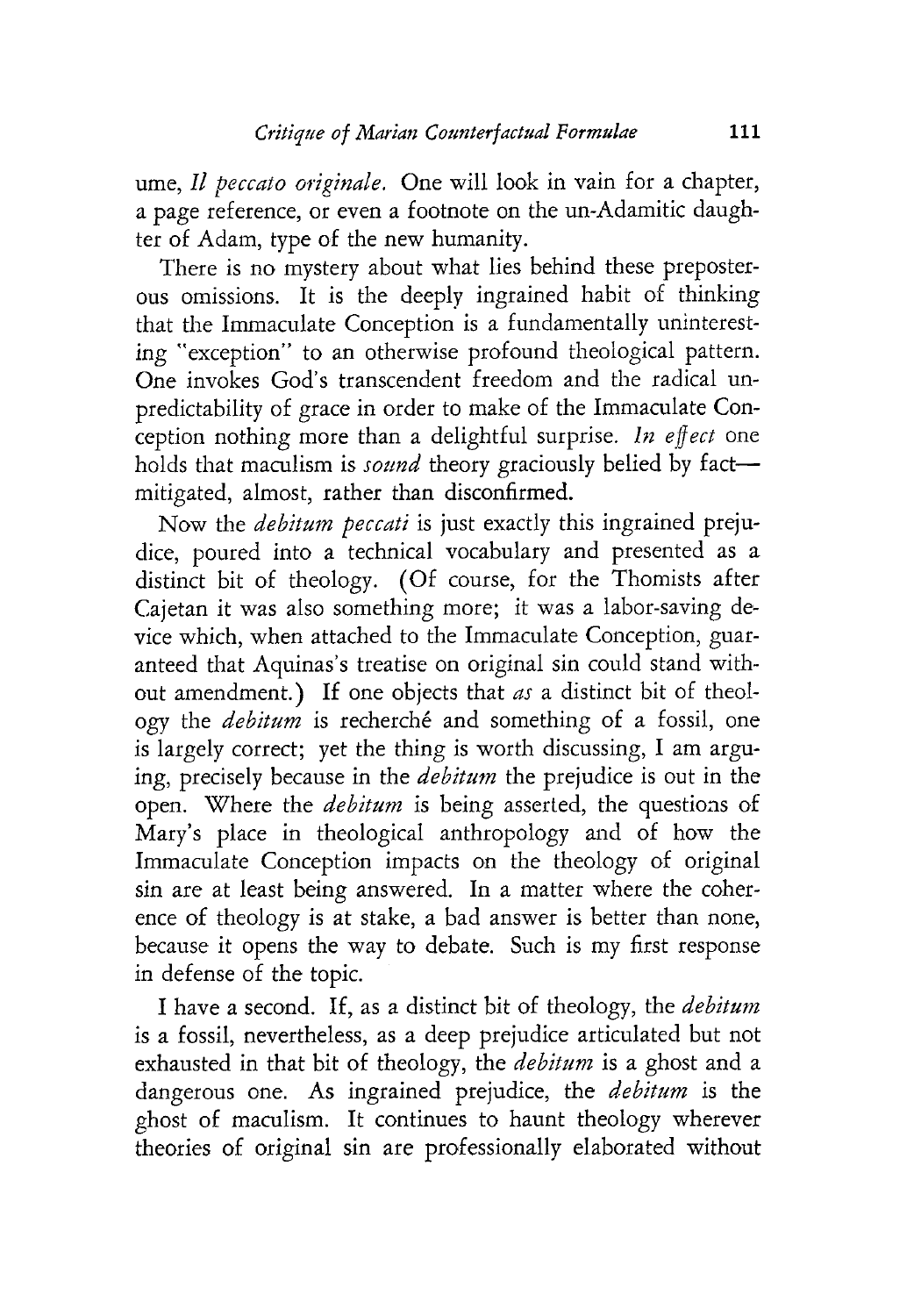ume, *Il peccato originale*. One will look in vain for a chapter, a page reference, or even a footnote on the un-Adamitic daughter of Adam, type of the new humanity.

There is no mystery about what lies behind these preposterous omissions. It is the deeply ingrained habit of thinking that the Immaculate Conception is a fundamentally uninteresting "exception" to an otherwise profound theological pattern. One invokes God's transcendent freedom and the radical unpredictability of grace in order to make of the Immaculate Conception nothing more than a delightful surprise. *In effect* one holds that maculism is *sound* theory graciously belied by fact—mitigated, almost, rather than disconfirmed.

Now the *debitum peccati* is just exactly this ingrained prejudice, poured into a technical vocabulary and presented as a distinct bit of theology. (Of course, for the Thomists after Cajetan it was also something more; it was a labor-saving device which, when attached to the Immaculate Conception, guaranteed that Aquinas's treatise on original sin could stand without amendment.) If one objects that *as* a distinct bit of theology the *debitum* is recherché and something of a fossil, one is largely correct; yet the thing is worth discussing, I am arguing, precisely because in the *debitum* the prejudice is out in the open. Where the *debitum* is being asserted, the questions of Mary's place in theological anthropology and of how the Immaculate Conception impacts on the theology of original sin are at least being answered. In a matter where the coherence of theology is at stake, a bad answer is better than none, because it opens the way to debate. Such is my first response in defense of the topic.

I have a second. If, as a distinct bit of theology, the *debitum* is a fossil, nevertheless, as a deep prejudice articulated but not exhausted in that bit of theology, the *debitum* is a ghost and a dangerous one. As ingrained prejudice, the *debitum* is the ghost of maculism. It continues to haunt theology wherever theories of original sin are professionally elaborated without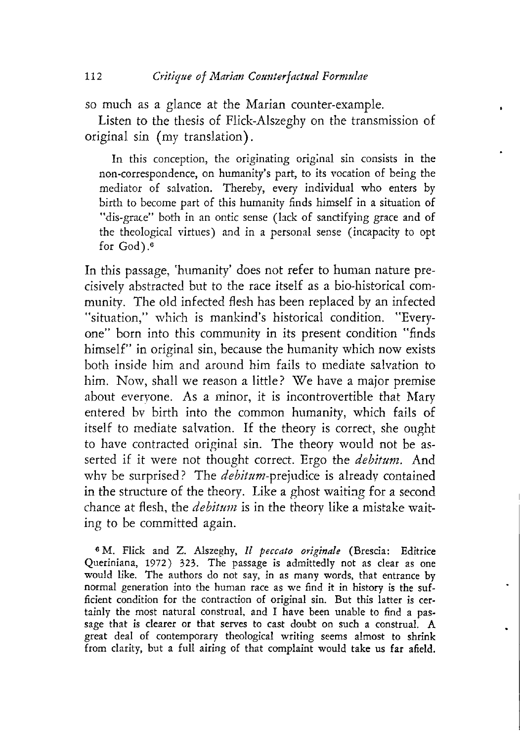so much as a glance at the Marian counter-example.

Listen to the thesis of Flick-Alszeghy on the transmission of original sin (my translation).

> In this conception, the originating original sin consists in the non-correspondence, on humanity's part, to its vocation of being the mediator of salvation. Thereby, every individual who enters by birth to become part of this humanity finds himself in a situation of "dis-grace" both in an ontic sense (lack of sanctifying grace and of the theological virtues) and in a personal sense (incapacity to opt for God).[6]

In this passage, 'humanity' does not refer to human nature precisively abstracted but to the race itself as a bio-historical community. The old infected flesh has been replaced by an infected "situation," which is mankind's historical condition. "Everyone" born into this community in its present condition "finds himself" in original sin, because the humanity which now exists both inside him and around him fails to mediate salvation to him. Now, shall we reason a little? We have a major premise about everyone. As a minor, it is incontrovertible that Mary entered by birth into the common humanity, which fails of itself to mediate salvation. If the theory is correct, she ought to have contracted original sin. The theory would not be asserted if it were not thought correct. Ergo the *debitum*. And why be surprised? The *debitum*-prejudice is already contained in the structure of the theory. Like a ghost waiting for a second chance at flesh, the *debitum* is in the theory like a mistake waiting to be committed again.

[6] M. Flick and Z. Alszeghy, *Il peccato originale* (Brescia: Editrice Queriniana, 1972) 323. The passage is admittedly not as clear as one would like. The authors do not say, in as many words, that entrance by normal generation into the human race as we find it in history is the sufficient condition for the contraction of original sin. But this latter is certainly the most natural construal, and I have been unable to find a passage that is clearer or that serves to cast doubt on such a construal. A great deal of contemporary theological writing seems almost to shrink from clarity, but a full airing of that complaint would take us far afield.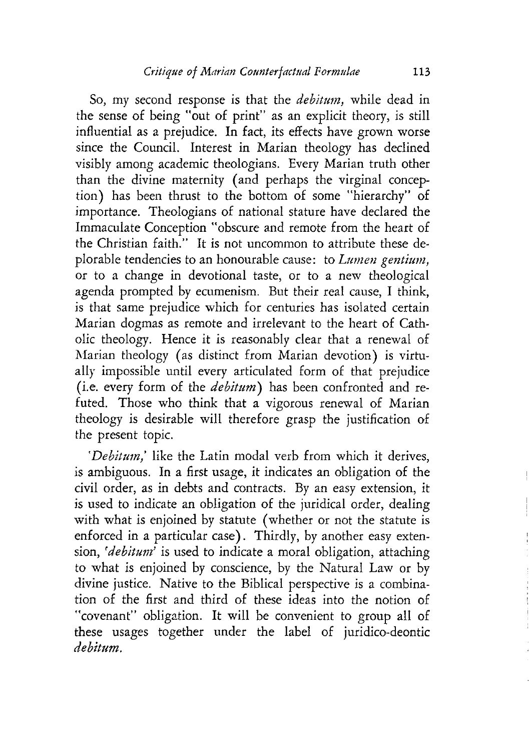So, my second response is that the *debitum,* while dead in the sense of being "out of print" as an explicit theory, is still influential as a prejudice. In fact, its effects have grown worse since the Council. Interest in Marian theology has declined visibly among academic theologians. Every Marian truth other than the divine maternity (and perhaps the virginal conception) has been thrust to the bottom of some "hierarchy" of importance. Theologians of national stature have declared the Immaculate Conception "obscure and remote from the heart of the Christian faith." It is not uncommon to attribute these deplorable tendencies to an honourable cause: to *Lumen gentium,* or to a change in devotional taste, or to a new theological agenda prompted by ecumenism. But their real cause, I think, is that same prejudice which for centuries has isolated certain Marian dogmas as remote and irrelevant to the heart of Catholic theology. Hence it is reasonably clear that a renewal of Marian theology (as distinct from Marian devotion) is virtually impossible until every articulated form of that prejudice (i.e. every form of the *debitum*) has been confronted and refuted. Those who think that a vigorous renewal of Marian theology is desirable will therefore grasp the justification of the present topic.

*'Debitum,'* like the Latin modal verb from which it derives, is ambiguous. In a first usage, it indicates an obligation of the civil order, as in debts and contracts. By an easy extension, it is used to indicate an obligation of the juridical order, dealing with what is enjoined by statute (whether or not the statute is enforced in a particular case). Thirdly, by another easy extension, *'debitum'* is used to indicate a moral obligation, attaching to what is enjoined by conscience, by the Natural Law or by divine justice. Native to the Biblical perspective is a combination of the first and third of these ideas into the notion of "covenant" obligation. It will be convenient to group all of these usages together under the label of juridico-deontic *debitum.*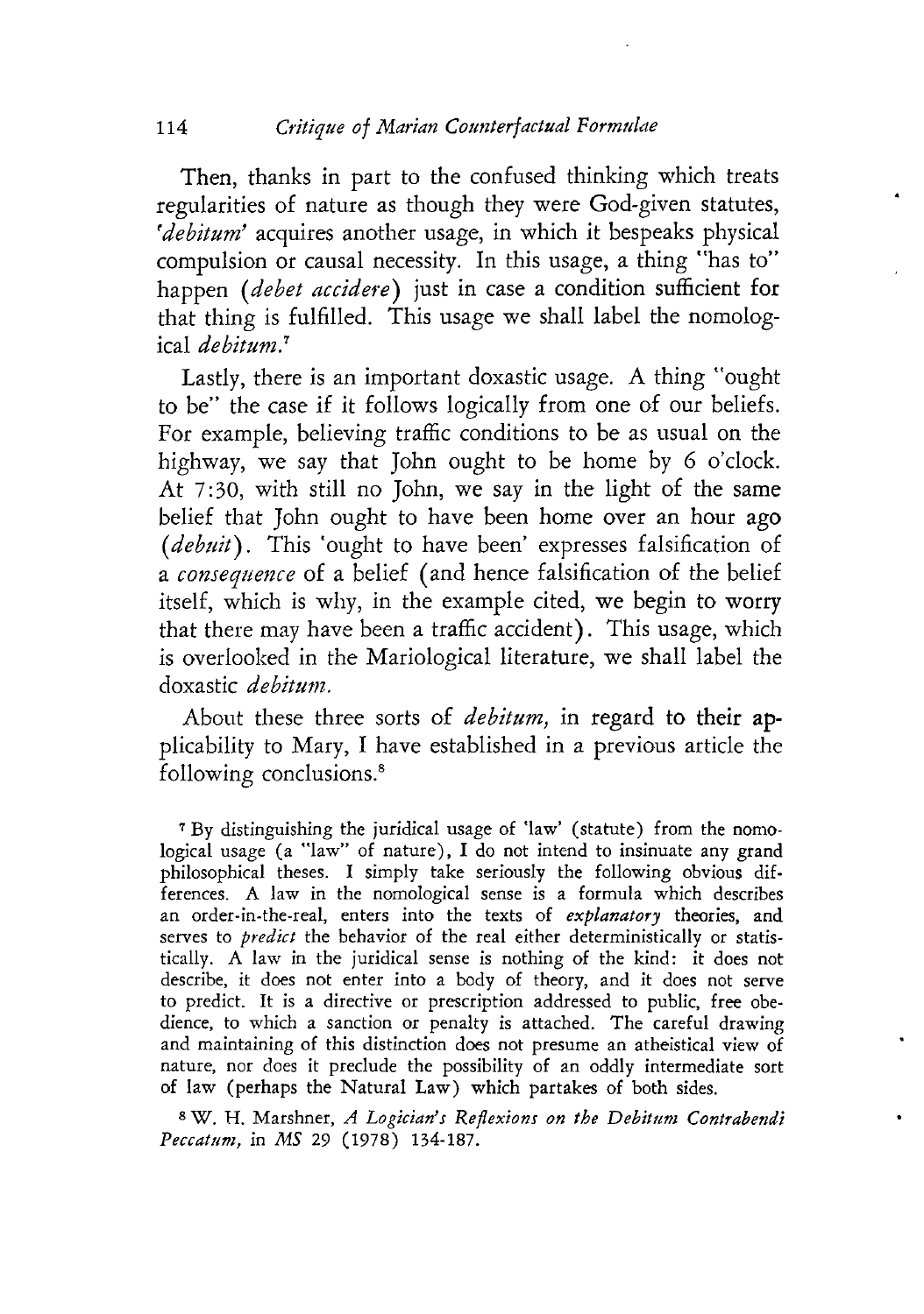Then, thanks in part to the confused thinking which treats regularities of nature as though they were God-given statutes, '*debitum*' acquires another usage, in which it bespeaks physical compulsion or causal necessity. In this usage, a thing "has to" happen (*debet accidere*) just in case a condition sufficient for that thing is fulfilled. This usage we shall label the nomological *debitum*.[7]

Lastly, there is an important doxastic usage. A thing "ought to be" the case if it follows logically from one of our beliefs. For example, believing traffic conditions to be as usual on the highway, we say that John ought to be home by 6 o'clock. At 7:30, with still no John, we say in the light of the same belief that John ought to have been home over an hour ago (*debuit*). This 'ought to have been' expresses falsification of a *consequence* of a belief (and hence falsification of the belief itself, which is why, in the example cited, we begin to worry that there may have been a traffic accident). This usage, which is overlooked in the Mariological literature, we shall label the doxastic *debitum*.

About these three sorts of *debitum*, in regard to their applicability to Mary, I have established in a previous article the following conclusions.[8]

---

[7] By distinguishing the juridical usage of 'law' (statute) from the nomological usage (a "law" of nature), I do not intend to insinuate any grand philosophical theses. I simply take seriously the following obvious differences. A law in the nomological sense is a formula which describes an order-in-the-real, enters into the texts of *explanatory* theories, and serves to *predict* the behavior of the real either deterministically or statistically. A law in the juridical sense is nothing of the kind: it does not describe, it does not enter into a body of theory, and it does not serve to predict. It is a directive or prescription addressed to public, free obedience, to which a sanction or penalty is attached. The careful drawing and maintaining of this distinction does not presume an atheistical view of nature, nor does it preclude the possibility of an oddly intermediate sort of law (perhaps the Natural Law) which partakes of both sides.

[8] W. H. Marshner, *A Logician's Reflexions on the Debitum Contrahendi Peccatum*, in *MS* 29 (1978) 134-187.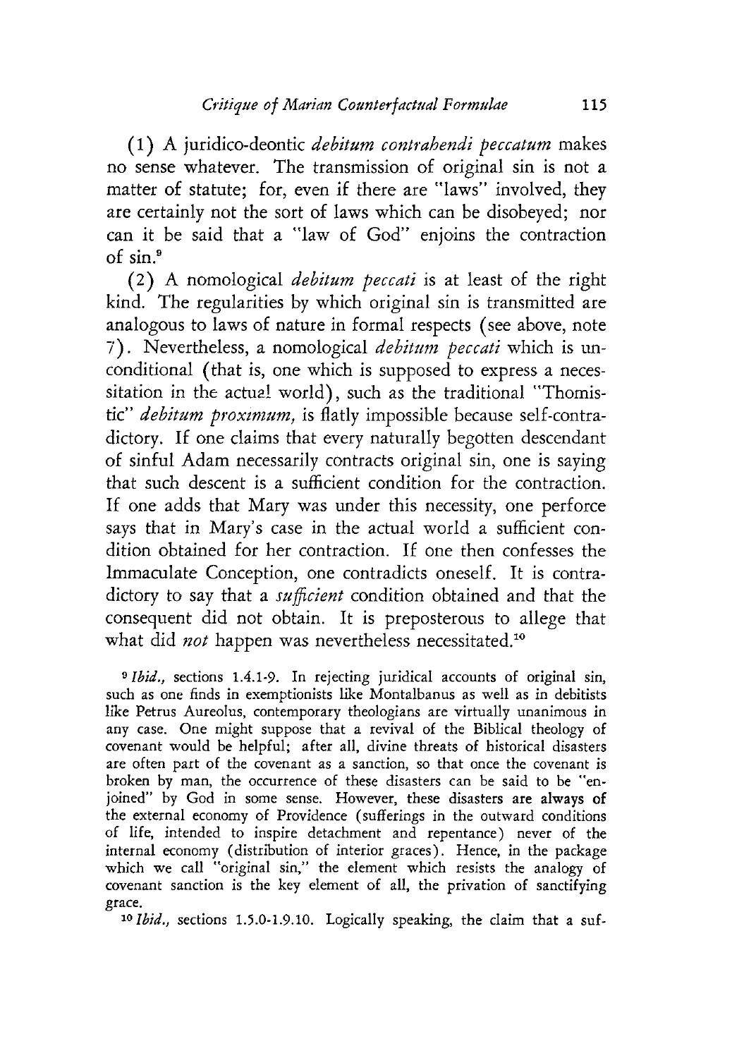(1) A juridico-deontic *debitum contrahendi peccatum* makes no sense whatever. The transmission of original sin is not a matter of statute; for, even if there are "laws" involved, they are certainly not the sort of laws which can be disobeyed; nor can it be said that a "law of God" enjoins the contraction of sin.[9]

(2) A nomological *debitum peccati* is at least of the right kind. The regularities by which original sin is transmitted are analogous to laws of nature in formal respects (see above, note 7). Nevertheless, a nomological *debitum peccati* which is unconditional (that is, one which is supposed to express a necessitation in the actual world), such as the traditional "Thomistic" *debitum proximum,* is flatly impossible because self-contradictory. If one claims that every naturally begotten descendant of sinful Adam necessarily contracts original sin, one is saying that such descent is a sufficient condition for the contraction. If one adds that Mary was under this necessity, one perforce says that in Mary's case in the actual world a sufficient condition obtained for her contraction. If one then confesses the Immaculate Conception, one contradicts oneself. It is contradictory to say that a *sufficient* condition obtained and that the consequent did not obtain. It is preposterous to allege that what did *not* happen was nevertheless necessitated.[10]

[9] *Ibid.,* sections 1.4.1-9. In rejecting juridical accounts of original sin, such as one finds in exemptionists like Montalbanus as well as in debitists like Petrus Aureolus, contemporary theologians are virtually unanimous in any case. One might suppose that a revival of the Biblical theology of covenant would be helpful; after all, divine threats of historical disasters are often part of the covenant as a sanction, so that once the covenant is broken by man, the occurrence of these disasters can be said to be "enjoined" by God in some sense. However, these disasters are always of the external economy of Providence (sufferings in the outward conditions of life, intended to inspire detachment and repentance) never of the internal economy (distribution of interior graces). Hence, in the package which we call "original sin," the element which resists the analogy of covenant sanction is the key element of all, the privation of sanctifying grace.

[10] *Ibid.,* sections 1.5.0-1.9.10. Logically speaking, the claim that a suf-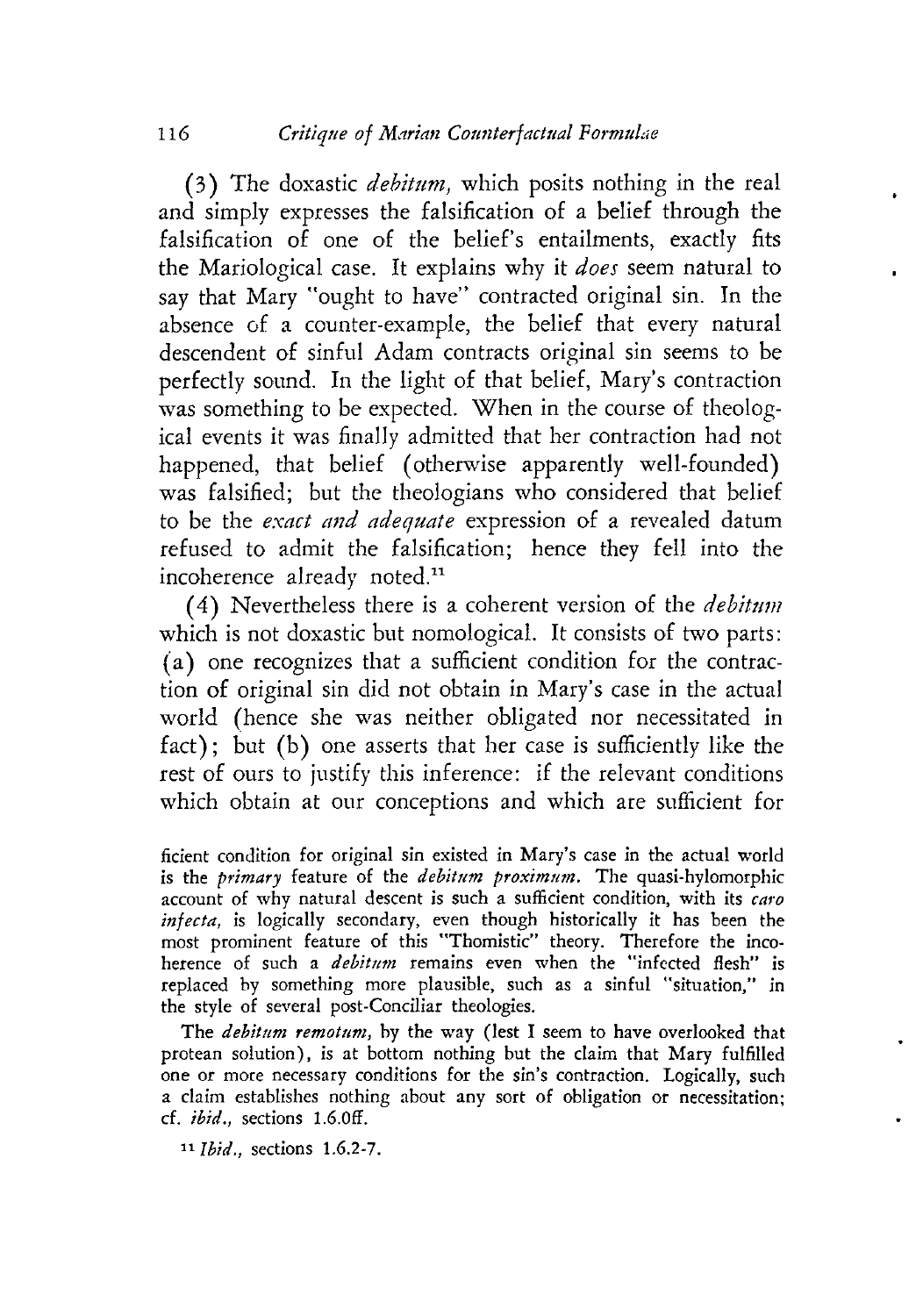(3) The doxastic *debitum*, which posits nothing in the real and simply expresses the falsification of a belief through the falsification of one of the belief's entailments, exactly fits the Mariological case. It explains why it *does* seem natural to say that Mary "ought to have" contracted original sin. In the absence of a counter-example, the belief that every natural descendent of sinful Adam contracts original sin seems to be perfectly sound. In the light of that belief, Mary's contraction was something to be expected. When in the course of theological events it was finally admitted that her contraction had not happened, that belief (otherwise apparently well-founded) was falsified; but the theologians who considered that belief to be the *exact and adequate* expression of a revealed datum refused to admit the falsification; hence they fell into the incoherence already noted.[11]

(4) Nevertheless there is a coherent version of the *debitum* which is not doxastic but nomological. It consists of two parts: (a) one recognizes that a sufficient condition for the contraction of original sin did not obtain in Mary's case in the actual world (hence she was neither obligated nor necessitated in fact); but (b) one asserts that her case is sufficiently like the rest of ours to justify this inference: if the relevant conditions which obtain at our conceptions and which are sufficient for

ficient condition for original sin existed in Mary's case in the actual world is the *primary* feature of the *debitum proximum*. The quasi-hylomorphic account of why natural descent is such a sufficient condition, with its *caro infecta*, is logically secondary, even though historically it has been the most prominent feature of this "Thomistic" theory. Therefore the incoherence of such a *debitum* remains even when the "infected flesh" is replaced by something more plausible, such as a sinful "situation," in the style of several post-Conciliar theologies.

The *debitum remotum*, by the way (lest I seem to have overlooked that protean solution), is at bottom nothing but the claim that Mary fulfilled one or more necessary conditions for the sin's contraction. Logically, such a claim establishes nothing about any sort of obligation or necessitation; cf. *ibid.*, sections 1.6.0ff.

[11] *Ibid.*, sections 1.6.2-7.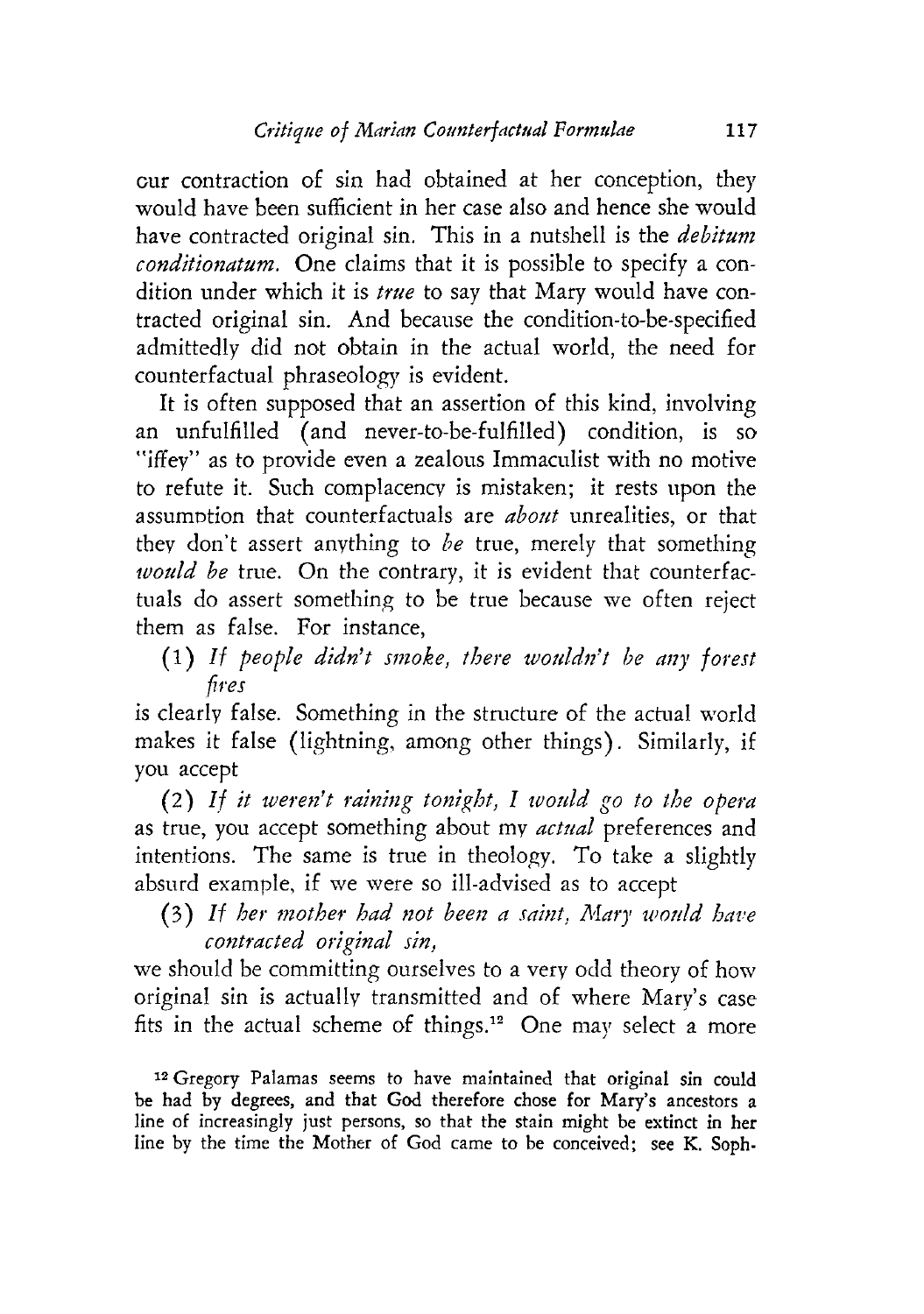our contraction of sin had obtained at her conception, they would have been sufficient in her case also and hence she would have contracted original sin. This in a nutshell is the *debitum conditionatum.* One claims that it is possible to specify a condition under which it is *true* to say that Mary would have contracted original sin. And because the condition-to-be-specified admittedly did not obtain in the actual world, the need for counterfactual phraseology is evident.

It is often supposed that an assertion of this kind, involving an unfulfilled (and never-to-be-fulfilled) condition, is so "iffey" as to provide even a zealous Immaculist with no motive to refute it. Such complacency is mistaken; it rests upon the assumption that counterfactuals are *about* unrealities, or that they don't assert anything to *be* true, merely that something *would be* true. On the contrary, it is evident that counterfactuals do assert something to be true because we often reject them as false. For instance,

(1) *If people didn't smoke, there wouldn't be any forest fires*

is clearly false. Something in the structure of the actual world makes it false (lightning, among other things). Similarly, if you accept

(2) *If it weren't raining tonight, I would go to the opera*

as true, you accept something about my *actual* preferences and intentions. The same is true in theology. To take a slightly absurd example, if we were so ill-advised as to accept

(3) *If her mother had not been a saint, Mary would have contracted original sin,*

we should be committing ourselves to a very odd theory of how original sin is actually transmitted and of where Mary's case fits in the actual scheme of things.[12] One may select a more

[12] Gregory Palamas seems to have maintained that original sin could be had by degrees, and that God therefore chose for Mary's ancestors a line of increasingly just persons, so that the stain might be extinct in her line by the time the Mother of God came to be conceived; see K. Soph-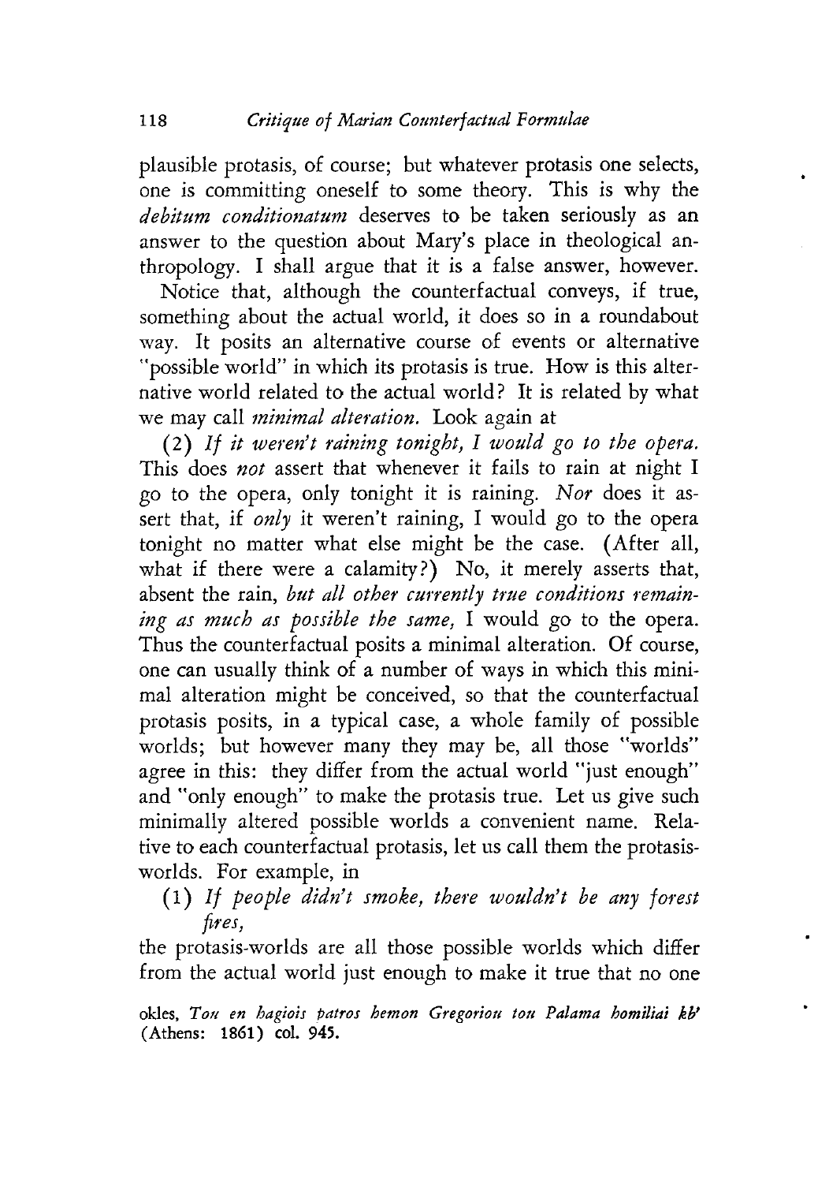plausible protasis, of course; but whatever protasis one selects, one is committing oneself to some theory. This is why the *debitum conditionatum* deserves to be taken seriously as an answer to the question about Mary's place in theological anthropology. I shall argue that it is a false answer, however.

Notice that, although the counterfactual conveys, if true, something about the actual world, it does so in a roundabout way. It posits an alternative course of events or alternative "possible world" in which its protasis is true. How is this alternative world related to the actual world? It is related by what we may call *minimal alteration.* Look again at

(2) *If it weren't raining tonight, I would go to the opera.*

This does *not* assert that whenever it fails to rain at night I go to the opera, only tonight it is raining. *Nor* does it assert that, if *only* it weren't raining, I would go to the opera tonight no matter what else might be the case. (After all, what if there were a calamity?) No, it merely asserts that, absent the rain, *but all other currently true conditions remaining as much as possible the same,* I would go to the opera. Thus the counterfactual posits a minimal alteration. Of course, one can usually think of a number of ways in which this minimal alteration might be conceived, so that the counterfactual protasis posits, in a typical case, a whole family of possible worlds; but however many they may be, all those "worlds" agree in this: they differ from the actual world "just enough" and "only enough" to make the protasis true. Let us give such minimally altered possible worlds a convenient name. Relative to each counterfactual protasis, let us call them the protasis-worlds. For example, in

(1) *If people didn't smoke, there wouldn't be any forest fires,*

the protasis-worlds are all those possible worlds which differ from the actual world just enough to make it true that no one

okles, *Tou en hagiois patros hemon Gregoriou tou Palama homiliai kb'* (Athens: 1861) col. 945.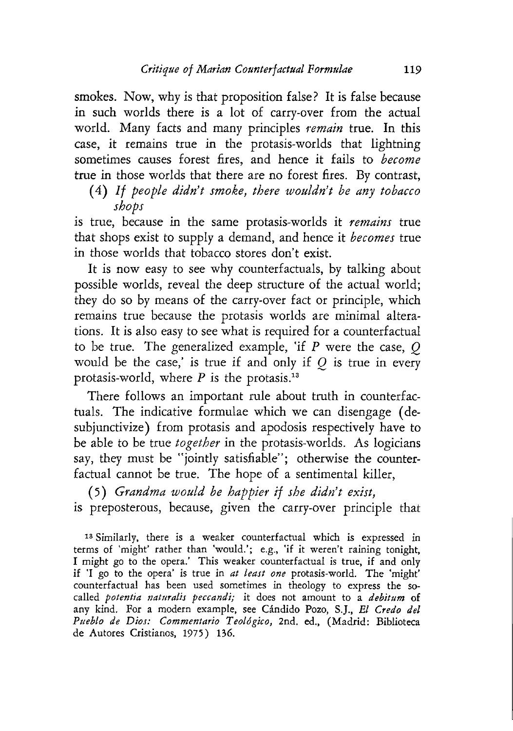smokes. Now, why is that proposition false? It is false because in such worlds there is a lot of carry-over from the actual world. Many facts and many principles *remain* true. In this case, it remains true in the protasis-worlds that lightning sometimes causes forest fires, and hence it fails to *become* true in those worlds that there are no forest fires. By contrast,

(4) *If people didn't smoke, there wouldn't be any tobacco shops*

is true, because in the same protasis-worlds it *remains* true that shops exist to supply a demand, and hence it *becomes* true in those worlds that tobacco stores don't exist.

It is now easy to see why counterfactuals, by talking about possible worlds, reveal the deep structure of the actual world; they do so by means of the carry-over fact or principle, which remains true because the protasis worlds are minimal alterations. It is also easy to see what is required for a counterfactual to be true. The generalized example, 'if $P$ were the case, $Q$ would be the case,' is true if and only if $Q$ is true in every protasis-world, where $P$ is the protasis.[13]

There follows an important rule about truth in counterfactuals. The indicative formulae which we can disengage (de-subjunctivize) from protasis and apodosis respectively have to be able to be true *together* in the protasis-worlds. As logicians say, they must be "jointly satisfiable"; otherwise the counterfactual cannot be true. The hope of a sentimental killer,

(5) *Grandma would be happier if she didn't exist,*

is preposterous, because, given the carry-over principle that

[13] Similarly, there is a weaker counterfactual which is expressed in terms of 'might' rather than 'would.'; e.g., 'if it weren't raining tonight, I might go to the opera.' This weaker counterfactual is true, if and only if 'I go to the opera' is true in *at least one* protasis-world. The 'might' counterfactual has been used sometimes in theology to express the so-called *potentia naturalis peccandi;* it does not amount to a *debitum* of any kind. For a modern example, see Cándido Pozo, S.J., *El Credo del Pueblo de Dios: Commentario Teológico,* 2nd. ed., (Madrid: Biblioteca de Autores Cristianos, 1975) 136.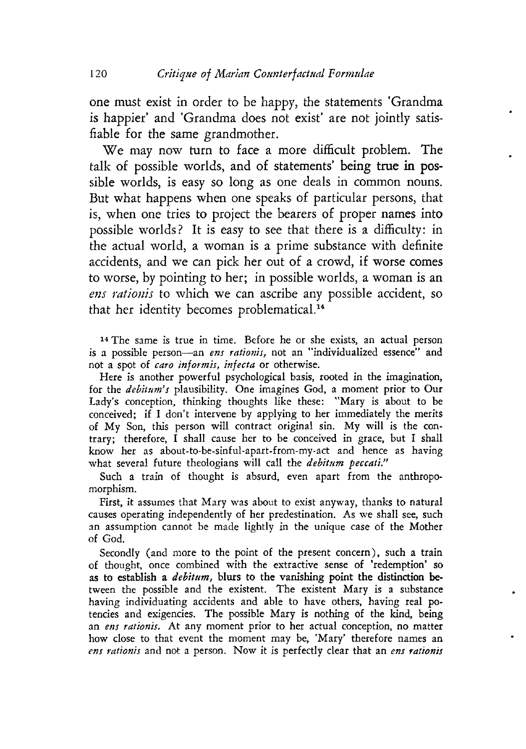one must exist in order to be happy, the statements 'Grandma is happier' and 'Grandma does not exist' are not jointly satisfiable for the same grandmother.

We may now turn to face a more difficult problem. The talk of possible worlds, and of statements' being true in possible worlds, is easy so long as one deals in common nouns. But what happens when one speaks of particular persons, that is, when one tries to project the bearers of proper names into possible worlds? It is easy to see that there is a difficulty: in the actual world, a woman is a prime substance with definite accidents, and we can pick her out of a crowd, if worse comes to worse, by pointing to her; in possible worlds, a woman is an *ens rationis* to which we can ascribe any possible accident, so that her identity becomes problematical.[14]

[14] The same is true in time. Before he or she exists, an actual person is a possible person—an *ens rationis,* not an "individualized essence" and not a spot of *caro informis, infecta* or otherwise.

Here is another powerful psychological basis, rooted in the imagination, for the *debitum's* plausibility. One imagines God, a moment prior to Our Lady's conception, thinking thoughts like these: "Mary is about to be conceived; if I don't intervene by applying to her immediately the merits of My Son, this person will contract original sin. My will is the contrary; therefore, I shall cause her to be conceived in grace, but I shall know her as about-to-be-sinful-apart-from-my-act and hence as having what several future theologians will call the *debitum peccati."*

Such a train of thought is absurd, even apart from the anthropomorphism.

First, it assumes that Mary was about to exist anyway, thanks to natural causes operating independently of her predestination. As we shall see, such an assumption cannot be made lightly in the unique case of the Mother of God.

Secondly (and more to the point of the present concern), such a train of thought, once combined with the extractive sense of 'redemption' so as to establish a *debitum,* blurs to the vanishing point the distinction between the possible and the existent. The existent Mary is a substance having individuating accidents and able to have others, having real potencies and exigencies. The possible Mary is nothing of the kind, being an *ens rationis.* At any moment prior to her actual conception, no matter how close to that event the moment may be, 'Mary' therefore names an *ens rationis* and not a person. Now it is perfectly clear that an *ens rationis*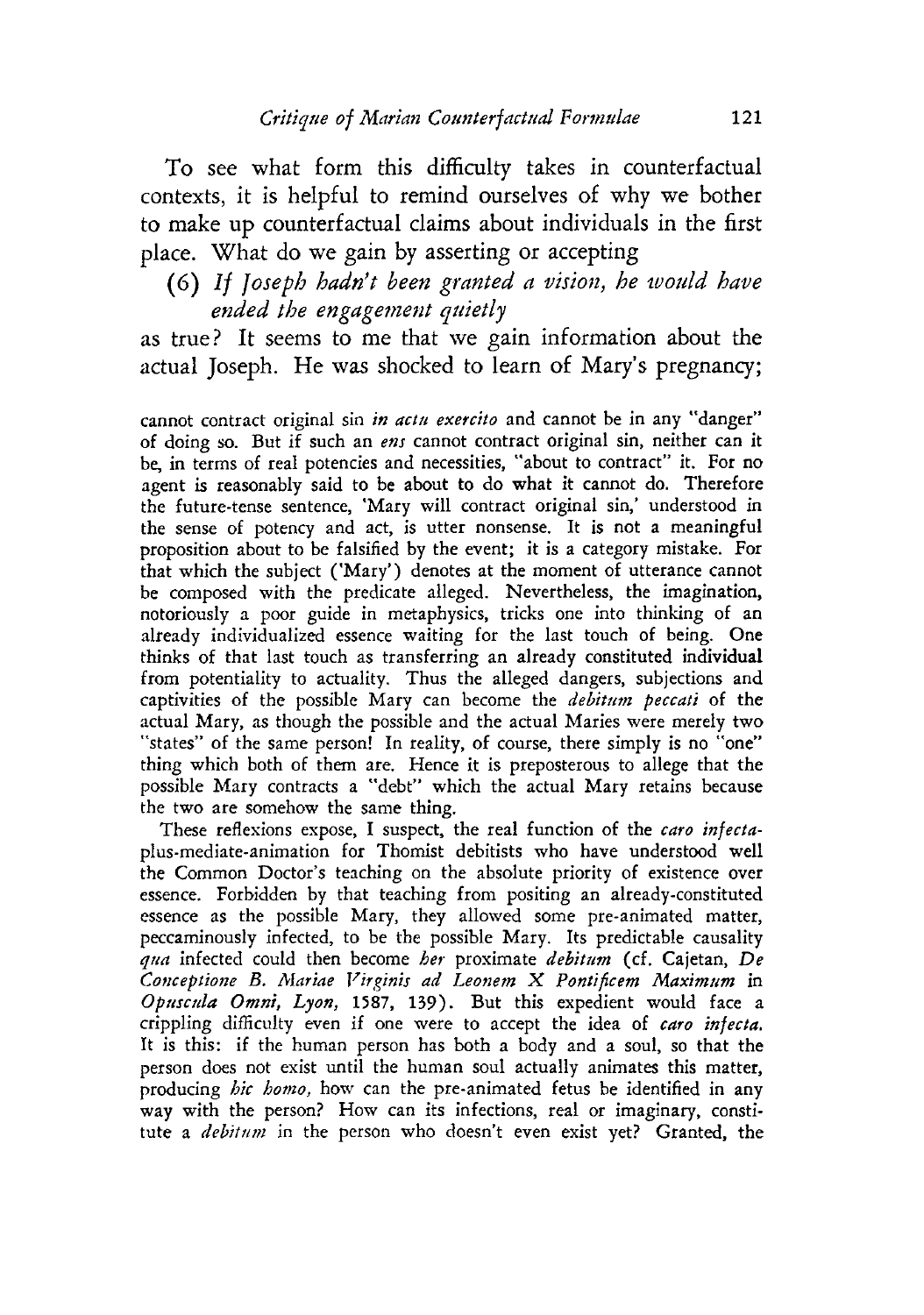To see what form this difficulty takes in counterfactual contexts, it is helpful to remind ourselves of why we bother to make up counterfactual claims about individuals in the first place. What do we gain by asserting or accepting

(6) *If Joseph hadn't been granted a vision, he would have ended the engagement quietly*

as true? It seems to me that we gain information about the actual Joseph. He was shocked to learn of Mary's pregnancy;

cannot contract original sin *in actu exercito* and cannot be in any "danger" of doing so. But if such an *ens* cannot contract original sin, neither can it be, in terms of real potencies and necessities, "about to contract" it. For no agent is reasonably said to be about to do what it cannot do. Therefore the future-tense sentence, 'Mary will contract original sin,' understood in the sense of potency and act, is utter nonsense. It is not a meaningful proposition about to be falsified by the event; it is a category mistake. For that which the subject ('Mary') denotes at the moment of utterance cannot be composed with the predicate alleged. Nevertheless, the imagination, notoriously a poor guide in metaphysics, tricks one into thinking of an already individualized essence waiting for the last touch of being. One thinks of that last touch as transferring an already constituted individual from potentiality to actuality. Thus the alleged dangers, subjections and captivities of the possible Mary can become the *debitum peccati* of the actual Mary, as though the possible and the actual Maries were merely two "states" of the same person! In reality, of course, there simply is no "one" thing which both of them are. Hence it is preposterous to allege that the possible Mary contracts a "debt" which the actual Mary retains because the two are somehow the same thing.

These reflexions expose, I suspect, the real function of the *caro infecta*-plus-mediate-animation for Thomist debitists who have understood well the Common Doctor's teaching on the absolute priority of existence over essence. Forbidden by that teaching from positing an already-constituted essence as the possible Mary, they allowed some pre-animated matter, peccaminously infected, to be the possible Mary. Its predictable causality *qua* infected could then become *her* proximate *debitum* (cf. Cajetan, *De Conceptione B. Mariae Virginis ad Leonem X Pontificem Maximum* in *Opuscula Omni, Lyon,* 1587, 139). But this expedient would face a crippling difficulty even if one were to accept the idea of *caro infecta*. It is this: if the human person has both a body and a soul, so that the person does not exist until the human soul actually animates this matter, producing *hic homo,* how can the pre-animated fetus be identified in any way with the person? How can its infections, real or imaginary, constitute a *debitum* in the person who doesn't even exist yet? Granted, the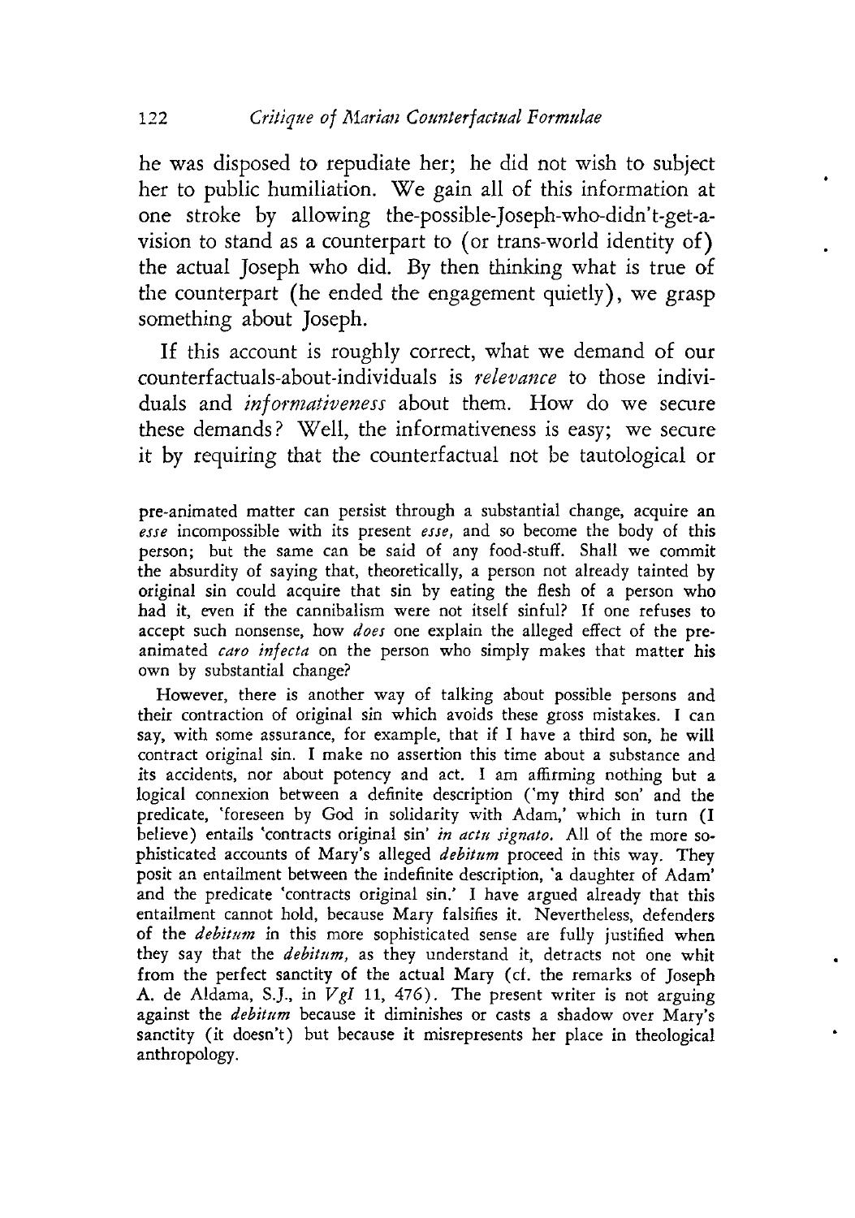he was disposed to repudiate her; he did not wish to subject her to public humiliation. We gain all of this information at one stroke by allowing the-possible-Joseph-who-didn't-get-a-vision to stand as a counterpart to (or trans-world identity of) the actual Joseph who did. By then thinking what is true of the counterpart (he ended the engagement quietly), we grasp something about Joseph.

If this account is roughly correct, what we demand of our counterfactuals-about-individuals is *relevance* to those individuals and *informativeness* about them. How do we secure these demands? Well, the informativeness is easy; we secure it by requiring that the counterfactual not be tautological or

pre-animated matter can persist through a substantial change, acquire an *esse* incompossible with its present *esse*, and so become the body of this person; but the same can be said of any food-stuff. Shall we commit the absurdity of saying that, theoretically, a person not already tainted by original sin could acquire that sin by eating the flesh of a person who had it, even if the cannibalism were not itself sinful? If one refuses to accept such nonsense, how *does* one explain the alleged effect of the pre-animated *caro infecta* on the person who simply makes that matter his own by substantial change?

However, there is another way of talking about possible persons and their contraction of original sin which avoids these gross mistakes. I can say, with some assurance, for example, that if I have a third son, he will contract original sin. I make no assertion this time about a substance and its accidents, nor about potency and act. I am affirming nothing but a logical connexion between a definite description ('my third son' and the predicate, 'foreseen by God in solidarity with Adam,' which in turn (I believe) entails 'contracts original sin' *in actu signato*. All of the more sophisticated accounts of Mary's alleged *debitum* proceed in this way. They posit an entailment between the indefinite description, 'a daughter of Adam' and the predicate 'contracts original sin.' I have argued already that this entailment cannot hold, because Mary falsifies it. Nevertheless, defenders of the *debitum* in this more sophisticated sense are fully justified when they say that the *debitum*, as they understand it, detracts not one whit from the perfect sanctity of the actual Mary (cf. the remarks of Joseph A. de Aldama, S.J., in *VgI* 11, 476). The present writer is not arguing against the *debitum* because it diminishes or casts a shadow over Mary's sanctity (it doesn't) but because it misrepresents her place in theological anthropology.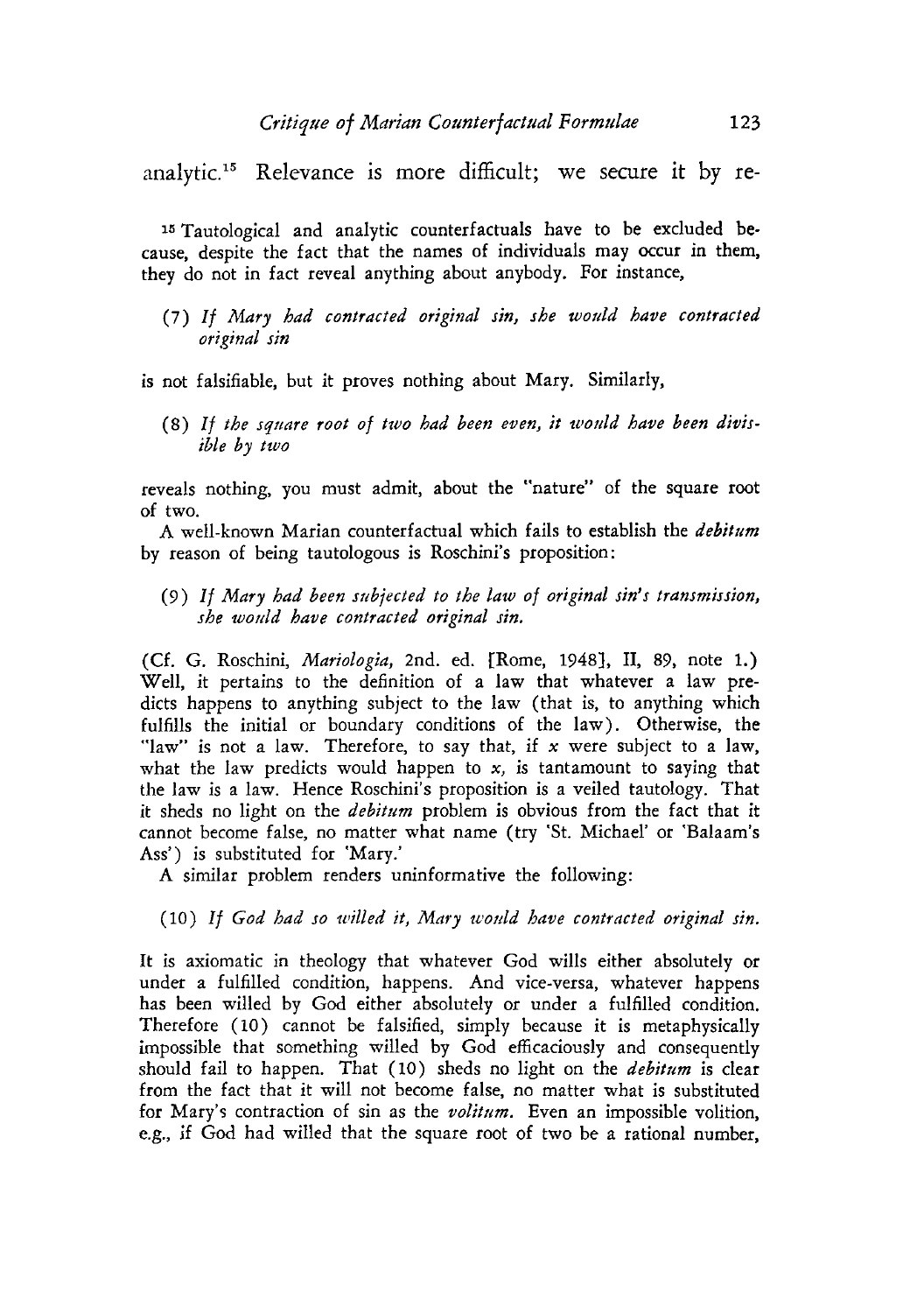analytic.[15] Relevance is more difficult; we secure it by re-

[15] Tautological and analytic counterfactuals have to be excluded because, despite the fact that the names of individuals may occur in them, they do not in fact reveal anything about anybody. For instance,

(7) *If Mary had contracted original sin, she would have contracted original sin*

is not falsifiable, but it proves nothing about Mary. Similarly,

(8) *If the square root of two had been even, it would have been divisible by two*

reveals nothing, you must admit, about the "nature" of the square root of two.

A well-known Marian counterfactual which fails to establish the *debitum* by reason of being tautologous is Roschini's proposition:

(9) *If Mary had been subjected to the law of original sin's transmission, she would have contracted original sin.*

(Cf. G. Roschini, *Mariologia*, 2nd. ed. [Rome, 1948], II, 89, note 1.) Well, it pertains to the definition of a law that whatever a law predicts happens to anything subject to the law (that is, to anything which fulfills the initial or boundary conditions of the law). Otherwise, the "law" is not a law. Therefore, to say that, if $x$ were subject to a law, what the law predicts would happen to $x$, is tantamount to saying that the law is a law. Hence Roschini's proposition is a veiled tautology. That it sheds no light on the *debitum* problem is obvious from the fact that it cannot become false, no matter what name (try 'St. Michael' or 'Balaam's Ass') is substituted for 'Mary.'

A similar problem renders uninformative the following:

(10) *If God had so willed it, Mary would have contracted original sin.*

It is axiomatic in theology that whatever God wills either absolutely or under a fulfilled condition, happens. And vice-versa, whatever happens has been willed by God either absolutely or under a fulfilled condition. Therefore (10) cannot be falsified, simply because it is metaphysically impossible that something willed by God efficaciously and consequently should fail to happen. That (10) sheds no light on the *debitum* is clear from the fact that it will not become false, no matter what is substituted for Mary's contraction of sin as the *volitum*. Even an impossible volition, e.g., if God had willed that the square root of two be a rational number,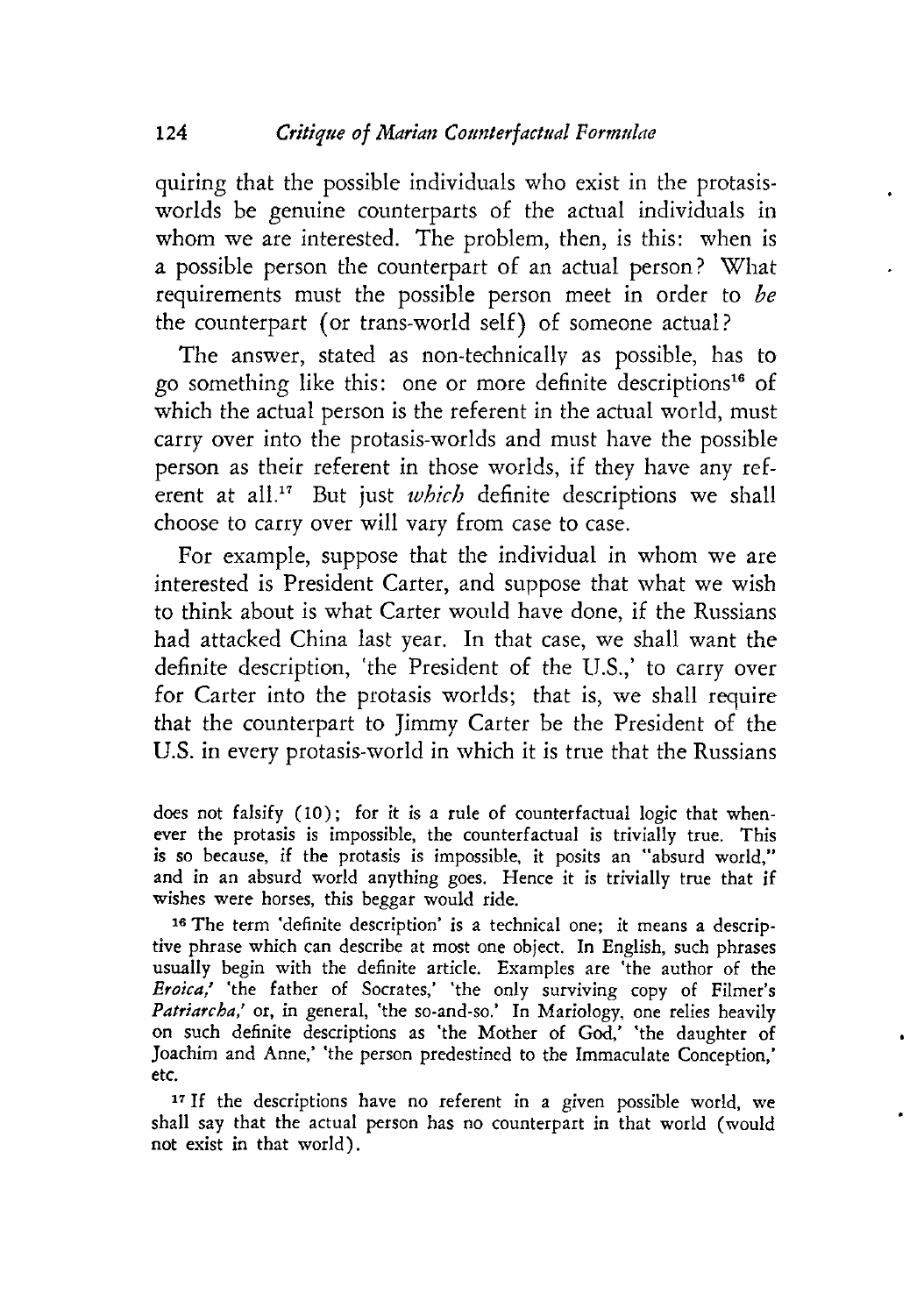quiring that the possible individuals who exist in the protasis-worlds be genuine counterparts of the actual individuals in whom we are interested. The problem, then, is this: when is a possible person the counterpart of an actual person? What requirements must the possible person meet in order to *be* the counterpart (or trans-world self) of someone actual?

The answer, stated as non-technically as possible, has to go something like this: one or more definite descriptions[16] of which the actual person is the referent in the actual world, must carry over into the protasis-worlds and must have the possible person as their referent in those worlds, if they have any referent at all.[17] But just *which* definite descriptions we shall choose to carry over will vary from case to case.

For example, suppose that the individual in whom we are interested is President Carter, and suppose that what we wish to think about is what Carter would have done, if the Russians had attacked China last year. In that case, we shall want the definite description, 'the President of the U.S.,' to carry over for Carter into the protasis worlds; that is, we shall require that the counterpart to Jimmy Carter be the President of the U.S. in every protasis-world in which it is true that the Russians

does not falsify (10); for it is a rule of counterfactual logic that whenever the protasis is impossible, the counterfactual is trivially true. This is so because, if the protasis is impossible, it posits an "absurd world," and in an absurd world anything goes. Hence it is trivially true that if wishes were horses, this beggar would ride.

[16] The term 'definite description' is a technical one; it means a descriptive phrase which can describe at most one object. In English, such phrases usually begin with the definite article. Examples are 'the author of the *Eroica*,' 'the father of Socrates,' 'the only surviving copy of Filmer's *Patriarcha*,' or, in general, 'the so-and-so.' In Mariology, one relies heavily on such definite descriptions as 'the Mother of God,' 'the daughter of Joachim and Anne,' 'the person predestined to the Immaculate Conception,' etc.

[17] If the descriptions have no referent in a given possible world, we shall say that the actual person has no counterpart in that world (would not exist in that world).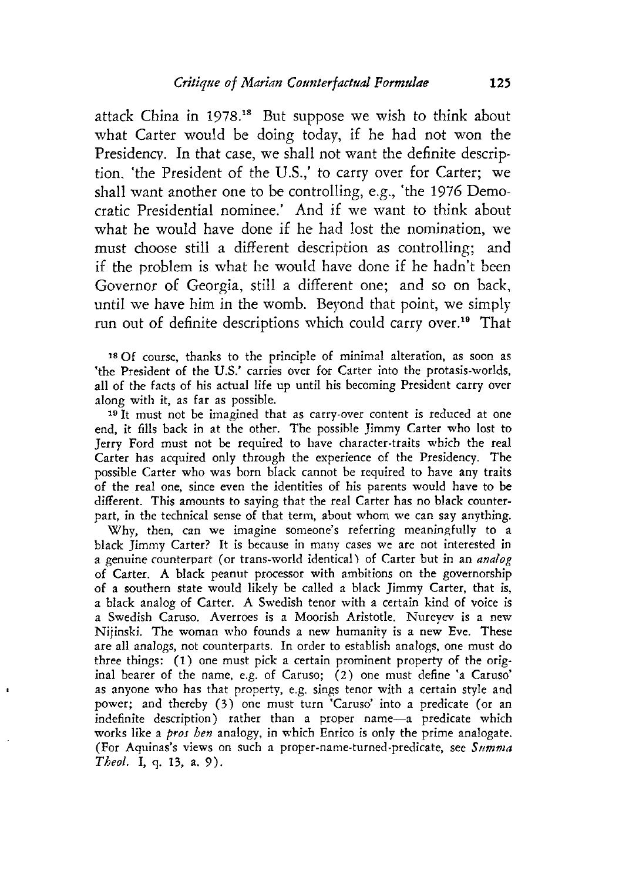attack China in 1978.[18] But suppose we wish to think about what Carter would be doing today, if he had not won the Presidency. In that case, we shall not want the definite description, 'the President of the U.S.,' to carry over for Carter; we shall want another one to be controlling, e.g., 'the 1976 Democratic Presidential nominee.' And if we want to think about what he would have done if he had lost the nomination, we must choose still a different description as controlling; and if the problem is what he would have done if he hadn't been Governor of Georgia, still a different one; and so on back, until we have him in the womb. Beyond that point, we simply run out of definite descriptions which could carry over.[19] That

[18] Of course, thanks to the principle of minimal alteration, as soon as 'the President of the U.S.' carries over for Carter into the protasis-worlds, all of the facts of his actual life up until his becoming President carry over along with it, as far as possible.

[19] It must not be imagined that as carry-over content is reduced at one end, it fills back in at the other. The possible Jimmy Carter who lost to Jerry Ford must not be required to have character-traits which the real Carter has acquired only through the experience of the Presidency. The possible Carter who was born black cannot be required to have any traits of the real one, since even the identities of his parents would have to be different. This amounts to saying that the real Carter has no black counterpart, in the technical sense of that term, about whom we can say anything.

Why, then, can we imagine someone's referring meaningfully to a black Jimmy Carter? It is because in many cases we are not interested in a genuine counterpart (or trans-world identical) of Carter but in an *analog* of Carter. A black peanut processor with ambitions on the governorship of a southern state would likely be called a black Jimmy Carter, that is, a black analog of Carter. A Swedish tenor with a certain kind of voice is a Swedish Caruso. Averroes is a Moorish Aristotle. Nureyev is a new Nijinski. The woman who founds a new humanity is a new Eve. These are all analogs, not counterparts. In order to establish analogs, one must do three things: (1) one must pick a certain prominent property of the original bearer of the name, e.g. of Caruso; (2) one must define 'a Caruso' as anyone who has that property, e.g. sings tenor with a certain style and power; and thereby (3) one must turn 'Caruso' into a predicate (or an indefinite description) rather than a proper name—a predicate which works like a *pros hen* analogy, in which Enrico is only the prime analogate. (For Aquinas's views on such a proper-name-turned-predicate, see *Summa Theol.* I, q. 13, a. 9).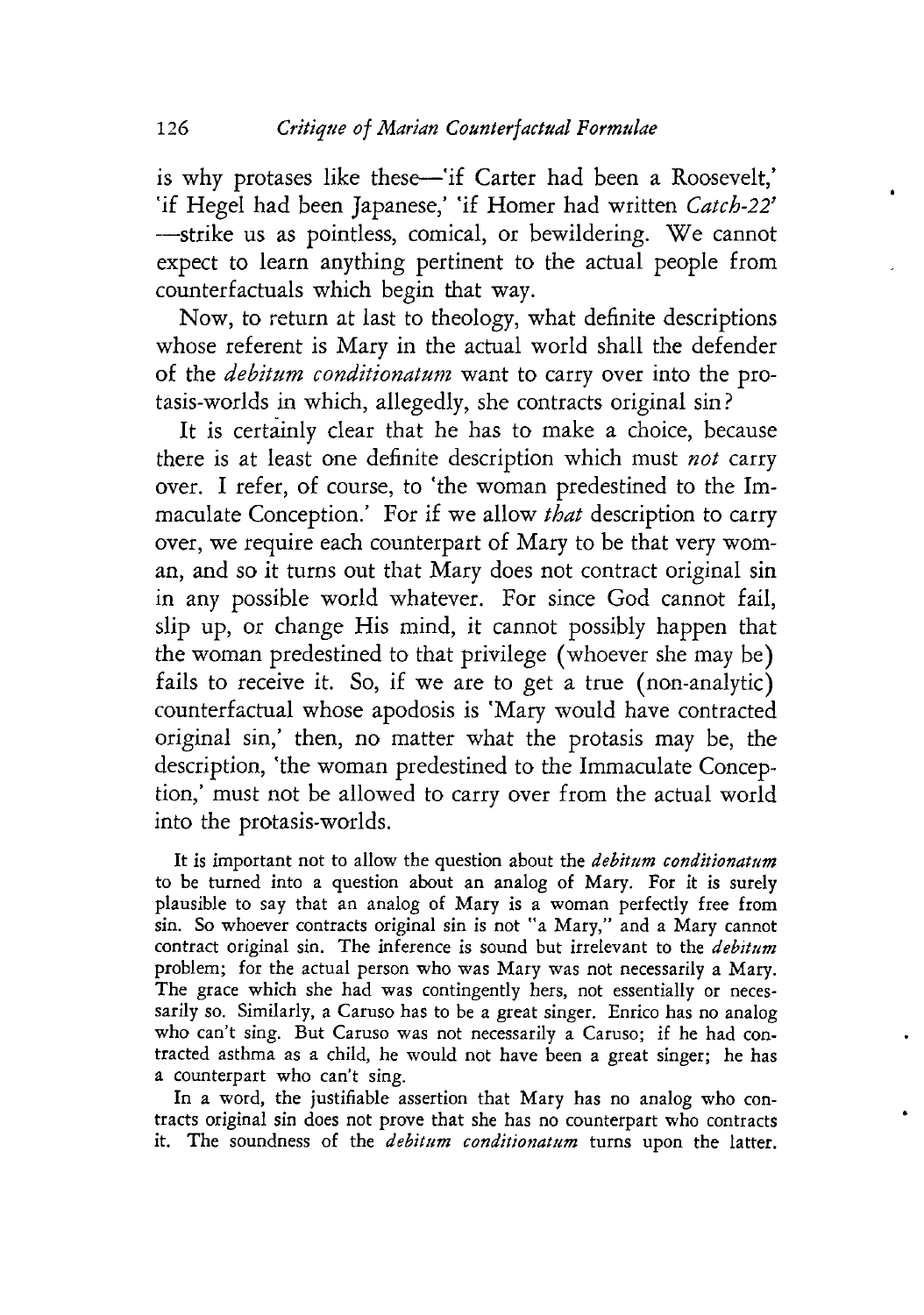is why protases like these—'if Carter had been a Roosevelt,' 'if Hegel had been Japanese,' 'if Homer had written *Catch-22*' —strike us as pointless, comical, or bewildering. We cannot expect to learn anything pertinent to the actual people from counterfactuals which begin that way.

Now, to return at last to theology, what definite descriptions whose referent is Mary in the actual world shall the defender of the *debitum conditionatum* want to carry over into the protasis-worlds in which, allegedly, she contracts original sin?

It is certainly clear that he has to make a choice, because there is at least one definite description which must *not* carry over. I refer, of course, to 'the woman predestined to the Immaculate Conception.' For if we allow *that* description to carry over, we require each counterpart of Mary to be that very woman, and so it turns out that Mary does not contract original sin in any possible world whatever. For since God cannot fail, slip up, or change His mind, it cannot possibly happen that the woman predestined to that privilege (whoever she may be) fails to receive it. So, if we are to get a true (non-analytic) counterfactual whose apodosis is 'Mary would have contracted original sin,' then, no matter what the protasis may be, the description, 'the woman predestined to the Immaculate Conception,' must not be allowed to carry over from the actual world into the protasis-worlds.

It is important not to allow the question about the *debitum conditionatum* to be turned into a question about an analog of Mary. For it is surely plausible to say that an analog of Mary is a woman perfectly free from sin. So whoever contracts original sin is not "a Mary," and a Mary cannot contract original sin. The inference is sound but irrelevant to the *debitum* problem; for the actual person who was Mary was not necessarily a Mary. The grace which she had was contingently hers, not essentially or necessarily so. Similarly, a Caruso has to be a great singer. Enrico has no analog who can't sing. But Caruso was not necessarily a Caruso; if he had contracted asthma as a child, he would not have been a great singer; he has a counterpart who can't sing.

In a word, the justifiable assertion that Mary has no analog who contracts original sin does not prove that she has no counterpart who contracts it. The soundness of the *debitum conditionatum* turns upon the latter.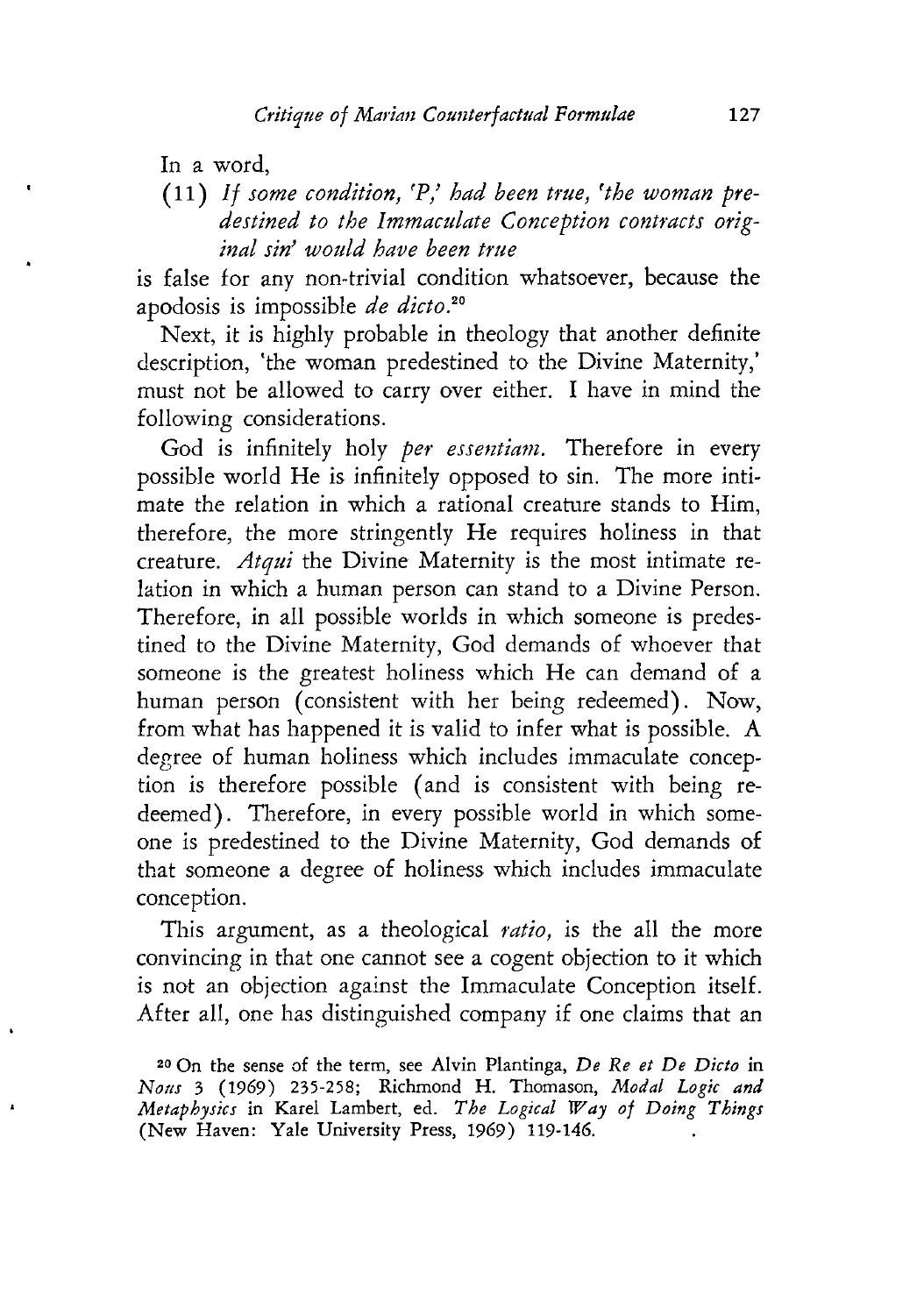In a word,

(11) *If some condition, 'P,' had been true, 'the woman predestined to the Immaculate Conception contracts original sin' would have been true*

is false for any non-trivial condition whatsoever, because the apodosis is impossible *de dicto*.[20]

Next, it is highly probable in theology that another definite description, 'the woman predestined to the Divine Maternity,' must not be allowed to carry over either. I have in mind the following considerations.

God is infinitely holy *per essentiam*. Therefore in every possible world He is infinitely opposed to sin. The more intimate the relation in which a rational creature stands to Him, therefore, the more stringently He requires holiness in that creature. *Atqui* the Divine Maternity is the most intimate relation in which a human person can stand to a Divine Person. Therefore, in all possible worlds in which someone is predestined to the Divine Maternity, God demands of whoever that someone is the greatest holiness which He can demand of a human person (consistent with her being redeemed). Now, from what has happened it is valid to infer what is possible. A degree of human holiness which includes immaculate conception is therefore possible (and is consistent with being redeemed). Therefore, in every possible world in which someone is predestined to the Divine Maternity, God demands of that someone a degree of holiness which includes immaculate conception.

This argument, as a theological *ratio*, is the all the more convincing in that one cannot see a cogent objection to it which is not an objection against the Immaculate Conception itself. After all, one has distinguished company if one claims that an

[20] On the sense of the term, see Alvin Plantinga, *De Re et De Dicto* in *Nous* 3 (1969) 235-258; Richmond H. Thomason, *Modal Logic and Metaphysics* in Karel Lambert, ed. *The Logical Way of Doing Things* (New Haven: Yale University Press, 1969) 119-146.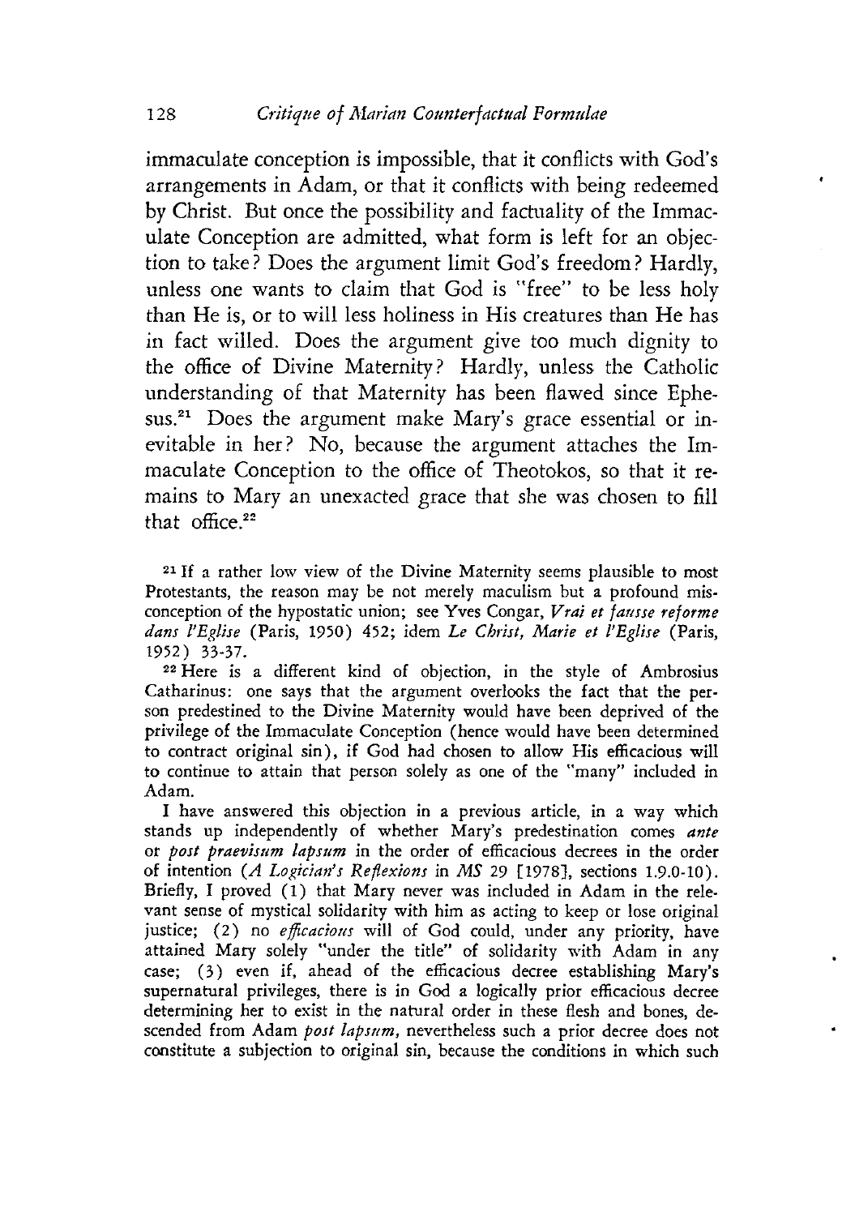immaculate conception is impossible, that it conflicts with God's arrangements in Adam, or that it conflicts with being redeemed by Christ. But once the possibility and factuality of the Immaculate Conception are admitted, what form is left for an objection to take? Does the argument limit God's freedom? Hardly, unless one wants to claim that God is "free" to be less holy than He is, or to will less holiness in His creatures than He has in fact willed. Does the argument give too much dignity to the office of Divine Maternity? Hardly, unless the Catholic understanding of that Maternity has been flawed since Ephesus.[21] Does the argument make Mary's grace essential or inevitable in her? No, because the argument attaches the Immaculate Conception to the office of Theotokos, so that it remains to Mary an unexacted grace that she was chosen to fill that office.[22]

[21] If a rather low view of the Divine Maternity seems plausible to most Protestants, the reason may be not merely maculism but a profound misconception of the hypostatic union; see Yves Congar, *Vrai et fausse reforme dans l'Eglise* (Paris, 1950) 452; idem *Le Christ, Marie et l'Eglise* (Paris, 1952) 33-37.

[22] Here is a different kind of objection, in the style of Ambrosius Catharinus: one says that the argument overlooks the fact that the person predestined to the Divine Maternity would have been deprived of the privilege of the Immaculate Conception (hence would have been determined to contract original sin), if God had chosen to allow His efficacious will to continue to attain that person solely as one of the "many" included in Adam.

I have answered this objection in a previous article, in a way which stands up independently of whether Mary's predestination comes *ante* or *post praevisum lapsum* in the order of efficacious decrees in the order of intention (*A Logician's Reflexions* in *MS* 29 [1978], sections 1.9.0-10). Briefly, I proved (1) that Mary never was included in Adam in the relevant sense of mystical solidarity with him as acting to keep or lose original justice; (2) no *efficacious* will of God could, under any priority, have attained Mary solely "under the title" of solidarity with Adam in any case; (3) even if, ahead of the efficacious decree establishing Mary's supernatural privileges, there is in God a logically prior efficacious decree determining her to exist in the natural order in these flesh and bones, descended from Adam *post lapsum*, nevertheless such a prior decree does not constitute a subjection to original sin, because the conditions in which such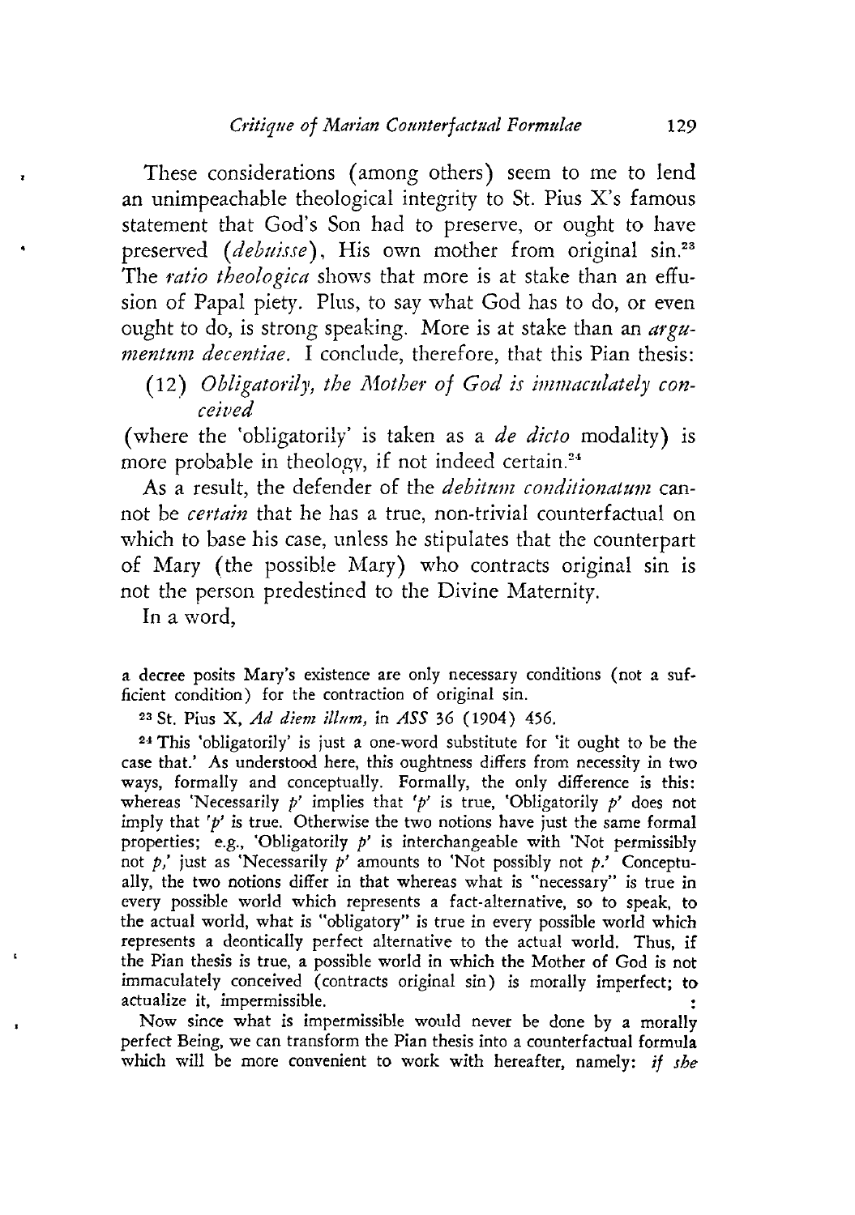These considerations (among others) seem to me to lend an unimpeachable theological integrity to St. Pius X's famous statement that God's Son had to preserve, or ought to have preserved (*debuisse*), His own mother from original sin.[23] The *ratio theologica* shows that more is at stake than an effusion of Papal piety. Plus, to say what God has to do, or even ought to do, is strong speaking. More is at stake than an *argumentum decentiae*. I conclude, therefore, that this Pian thesis:

(12) *Obligatorily, the Mother of God is immaculately conceived*

(where the 'obligatorily' is taken as a *de dicto* modality) is more probable in theology, if not indeed certain.[24]

As a result, the defender of the *debitum conditionatum* cannot be *certain* that he has a true, non-trivial counterfactual on which to base his case, unless he stipulates that the counterpart of Mary (the possible Mary) who contracts original sin is not the person predestined to the Divine Maternity.

In a word,

---

a decree posits Mary's existence are only necessary conditions (not a sufficient condition) for the contraction of original sin.

[23] St. Pius X, *Ad diem illum*, in *ASS* 36 (1904) 456.

[24] This 'obligatorily' is just a one-word substitute for 'it ought to be the case that.' As understood here, this oughtness differs from necessity in two ways, formally and conceptually. Formally, the only difference is this: whereas 'Necessarily $p$' implies that '$p$' is true, 'Obligatorily $p$' does not imply that '$p$' is true. Otherwise the two notions have just the same formal properties; e.g., 'Obligatorily $p$' is interchangeable with 'Not permissibly not $p$,' just as 'Necessarily $p$' amounts to 'Not possibly not $p$.' Conceptually, the two notions differ in that whereas what is "necessary" is true in every possible world which represents a fact-alternative, so to speak, to the actual world, what is "obligatory" is true in every possible world which represents a deontically perfect alternative to the actual world. Thus, if the Pian thesis is true, a possible world in which the Mother of God is not immaculately conceived (contracts original sin) is morally imperfect; to actualize it, impermissible.

Now since what is impermissible would never be done by a morally perfect Being, we can transform the Pian thesis into a counterfactual formula which will be more convenient to work with hereafter, namely: *if she*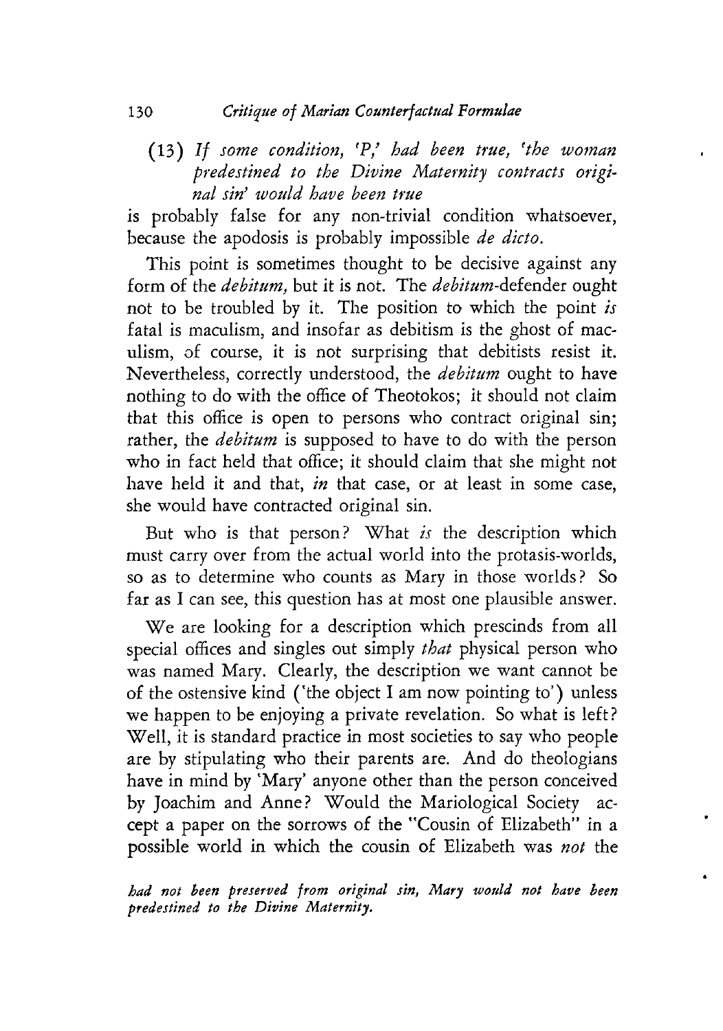(13) *If some condition, 'P,' had been true, 'the woman predestined to the Divine Maternity contracts original sin' would have been true*

is probably false for any non-trivial condition whatsoever, because the apodosis is probably impossible *de dicto*.

This point is sometimes thought to be decisive against any form of the *debitum*, but it is not. The *debitum*-defender ought not to be troubled by it. The position to which the point *is* fatal is maculism, and insofar as debitism is the ghost of maculism, of course, it is not surprising that debitists resist it. Nevertheless, correctly understood, the *debitum* ought to have nothing to do with the office of Theotokos; it should not claim that this office is open to persons who contract original sin; rather, the *debitum* is supposed to have to do with the person who in fact held that office; it should claim that she might not have held it and that, *in* that case, or at least in some case, she would have contracted original sin.

But who is that person? What *is* the description which must carry over from the actual world into the protasis-worlds, so as to determine who counts as Mary in those worlds? So far as I can see, this question has at most one plausible answer.

We are looking for a description which prescinds from all special offices and singles out simply *that* physical person who was named Mary. Clearly, the description we want cannot be of the ostensive kind ('the object I am now pointing to') unless we happen to be enjoying a private revelation. So what is left? Well, it is standard practice in most societies to say who people are by stipulating who their parents are. And do theologians have in mind by 'Mary' anyone other than the person conceived by Joachim and Anne? Would the Mariological Society accept a paper on the sorrows of the "Cousin of Elizabeth" in a possible world in which the cousin of Elizabeth was *not* the

*had not been preserved from original sin, Mary would not have been predestined to the Divine Maternity.*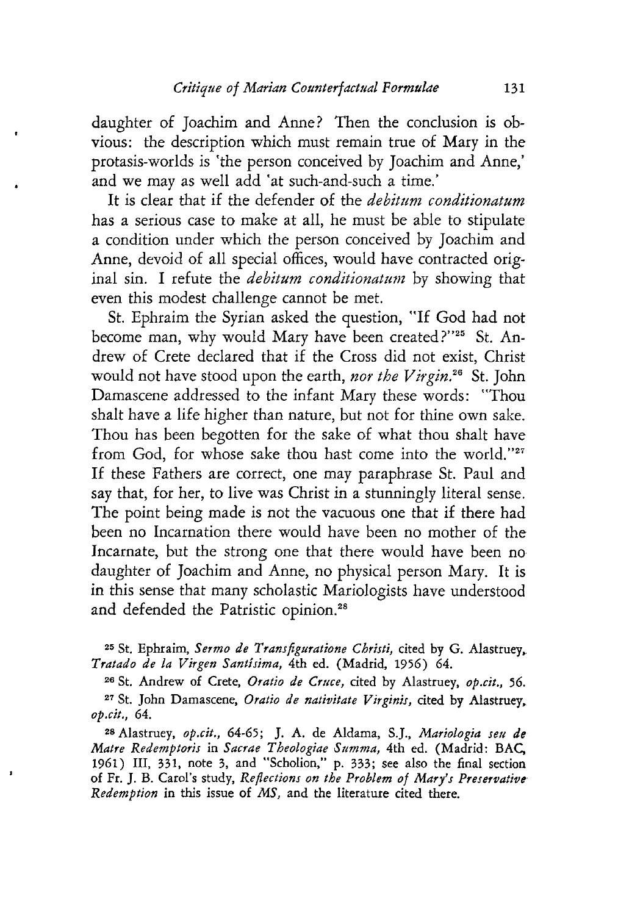daughter of Joachim and Anne? Then the conclusion is obvious: the description which must remain true of Mary in the protasis-worlds is 'the person conceived by Joachim and Anne,' and we may as well add 'at such-and-such a time.'

It is clear that if the defender of the *debitum conditionatum* has a serious case to make at all, he must be able to stipulate a condition under which the person conceived by Joachim and Anne, devoid of all special offices, would have contracted original sin. I refute the *debitum conditionatum* by showing that even this modest challenge cannot be met.

St. Ephraim the Syrian asked the question, "If God had not become man, why would Mary have been created?"[25] St. Andrew of Crete declared that if the Cross did not exist, Christ would not have stood upon the earth, *nor the Virgin.*[26] St. John Damascene addressed to the infant Mary these words: "Thou shalt have a life higher than nature, but not for thine own sake. Thou has been begotten for the sake of what thou shalt have from God, for whose sake thou hast come into the world."[27] If these Fathers are correct, one may paraphrase St. Paul and say that, for her, to live was Christ in a stunningly literal sense. The point being made is not the vacuous one that if there had been no Incarnation there would have been no mother of the Incarnate, but the strong one that there would have been no daughter of Joachim and Anne, no physical person Mary. It is in this sense that many scholastic Mariologists have understood and defended the Patristic opinion.[28]

[25] St. Ephraim, *Sermo de Transfiguratione Christi,* cited by G. Alastruey, *Tratado de la Virgen Santísima,* 4th ed. (Madrid, 1956) 64.

[26] St. Andrew of Crete, *Oratio de Cruce,* cited by Alastruey, *op.cit.,* 56.

[27] St. John Damascene, *Oratio de nativitate Virginis,* cited by Alastruey, *op.cit.,* 64.

[28] Alastruey, *op.cit.,* 64-65; J. A. de Aldama, S.J., *Mariologia seu de Matre Redemptoris* in *Sacrae Theologiae Summa,* 4th ed. (Madrid: BAC, 1961) III, 331, note 3, and "Scholion," p. 333; see also the final section of Fr. J. B. Carol's study, *Reflections on the Problem of Mary's Preservative Redemption* in this issue of *MS,* and the literature cited there.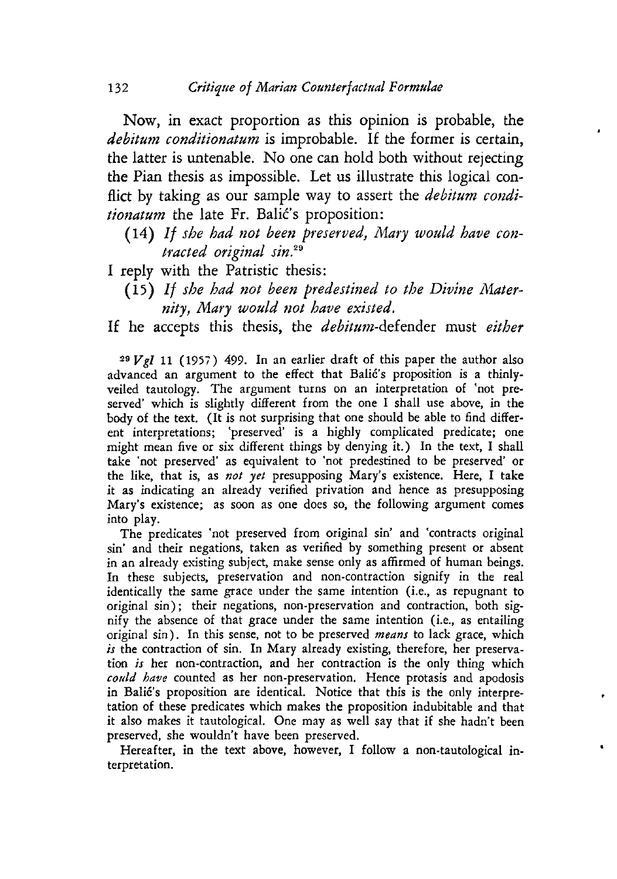Now, in exact proportion as this opinion is probable, the *debitum conditionatum* is improbable. If the former is certain, the latter is untenable. No one can hold both without rejecting the Pian thesis as impossible. Let us illustrate this logical conflict by taking as our sample way to assert the *debitum conditionatum* the late Fr. Balić's proposition:

(14) *If she had not been preserved, Mary would have contracted original sin.*[29]

I reply with the Patristic thesis:

(15) *If she had not been predestined to the Divine Maternity, Mary would not have existed.*

If he accepts this thesis, the *debitum*-defender must *either*

---

[29] *VgI* 11 (1957) 499. In an earlier draft of this paper the author also advanced an argument to the effect that Balić's proposition is a thinly-veiled tautology. The argument turns on an interpretation of 'not preserved' which is slightly different from the one I shall use above, in the body of the text. (It is not surprising that one should be able to find different interpretations; 'preserved' is a highly complicated predicate; one might mean five or six different things by denying it.) In the text, I shall take 'not preserved' as equivalent to 'not predestined to be preserved' or the like, that is, as *not yet* presupposing Mary's existence. Here, I take it as indicating an already verified privation and hence as presupposing Mary's existence; as soon as one does so, the following argument comes into play.

The predicates 'not preserved from original sin' and 'contracts original sin' and their negations, taken as verified by something present or absent in an already existing subject, make sense only as affirmed of human beings. In these subjects, preservation and non-contraction signify in the real identically the same grace under the same intention (i.e., as repugnant to original sin); their negations, non-preservation and contraction, both signify the absence of that grace under the same intention (i.e., as entailing original sin). In this sense, not to be preserved *means* to lack grace, which *is* the contraction of sin. In Mary already existing, therefore, her preservation *is* her non-contraction, and her contraction is the only thing which *could have* counted as her non-preservation. Hence protasis and apodosis in Balić's proposition are identical. Notice that this is the only interpretation of these predicates which makes the proposition indubitable and that it also makes it tautological. One may as well say that if she hadn't been preserved, she wouldn't have been preserved.

Hereafter, in the text above, however, I follow a non-tautological interpretation.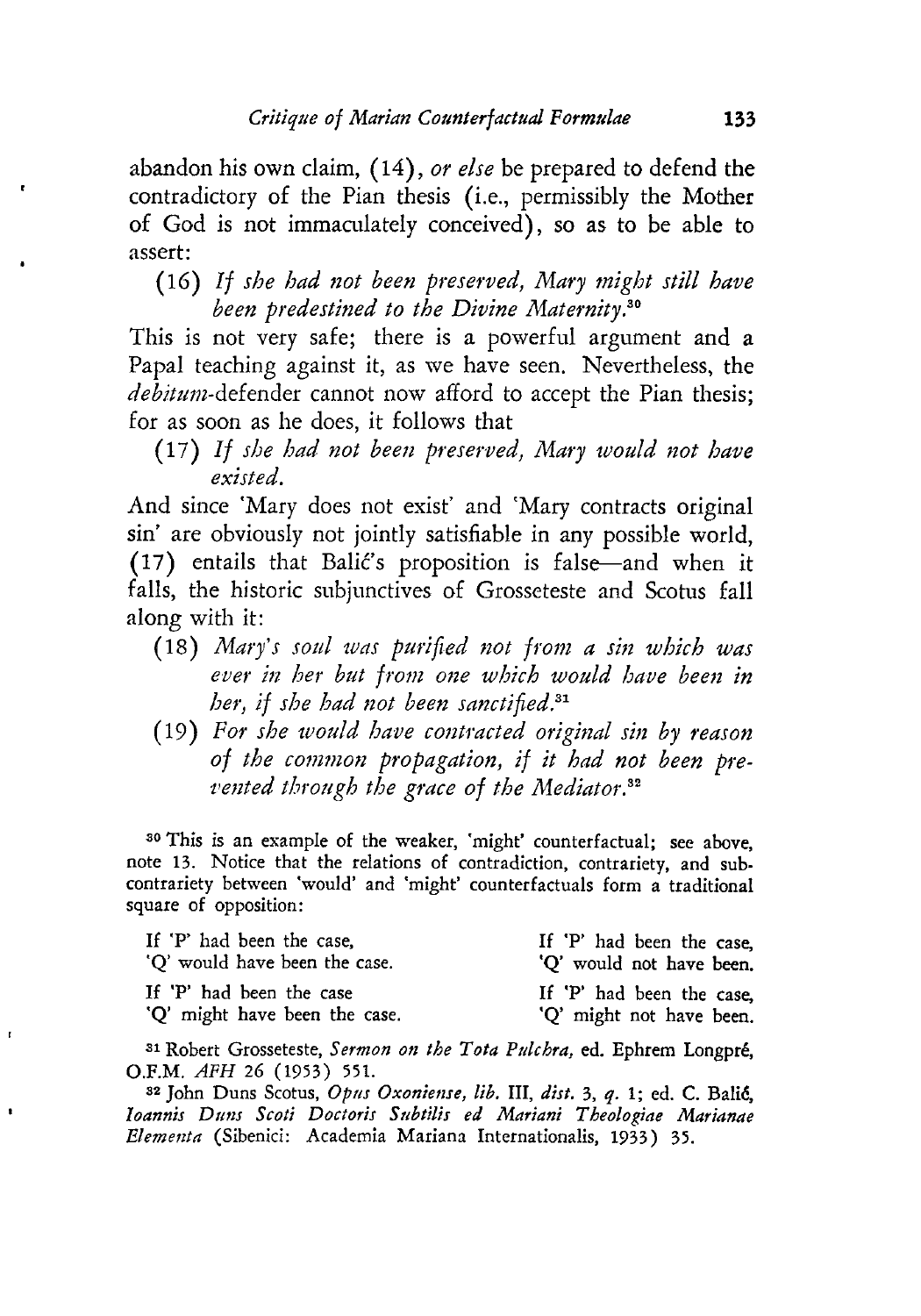abandon his own claim, (14), *or else* be prepared to defend the contradictory of the Pian thesis (i.e., permissibly the Mother of God is not immaculately conceived), so as to be able to assert:

(16) *If she had not been preserved, Mary might still have been predestined to the Divine Maternity.*[30]

This is not very safe; there is a powerful argument and a Papal teaching against it, as we have seen. Nevertheless, the *debitum*-defender cannot now afford to accept the Pian thesis; for as soon as he does, it follows that

(17) *If she had not been preserved, Mary would not have existed.*

And since 'Mary does not exist' and 'Mary contracts original sin' are obviously not jointly satisfiable in any possible world, (17) entails that Balić's proposition is false—and when it falls, the historic subjunctives of Grosseteste and Scotus fall along with it:

(18) *Mary's soul was purified not from a sin which was ever in her but from one which would have been in her, if she had not been sanctified.*[31]

(19) *For she would have contracted original sin by reason of the common propagation, if it had not been prevented through the grace of the Mediator.*[32]

---

[30] This is an example of the weaker, 'might' counterfactual; see above, note 13. Notice that the relations of contradiction, contrariety, and subcontrariety between 'would' and 'might' counterfactuals form a traditional square of opposition:

| | |
|---|---|
| If 'P' had been the case, 'Q' would have been the case. | If 'P' had been the case, 'Q' would not have been. |
| If 'P' had been the case 'Q' might have been the case. | If 'P' had been the case, 'Q' might not have been. |

[31] Robert Grosseteste, *Sermon on the Tota Pulchra*, ed. Ephrem Longpré, O.F.M. *AFH* 26 (1953) 551.

[32] John Duns Scotus, *Opus Oxoniense, lib.* III, *dist.* 3, *q.* 1; ed. C. Balić, *Ioannis Duns Scoti Doctoris Subtilis ed Mariani Theologiae Marianae Elementa* (Sibenici: Academia Mariana Internationalis, 1933) 35.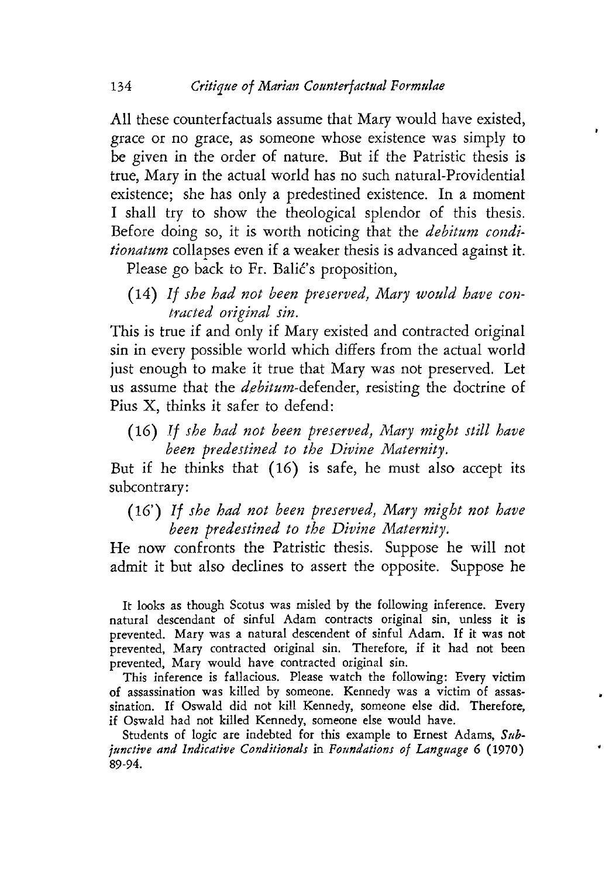All these counterfactuals assume that Mary would have existed, grace or no grace, as someone whose existence was simply to be given in the order of nature. But if the Patristic thesis is true, Mary in the actual world has no such natural-Providential existence; she has only a predestined existence. In a moment I shall try to show the theological splendor of this thesis. Before doing so, it is worth noticing that the *debitum conditionatum* collapses even if a weaker thesis is advanced against it.

Please go back to Fr. Balić's proposition,

(14) *If she had not been preserved, Mary would have contracted original sin.*

This is true if and only if Mary existed and contracted original sin in every possible world which differs from the actual world just enough to make it true that Mary was not preserved. Let us assume that the *debitum*-defender, resisting the doctrine of Pius X, thinks it safer to defend:

(16) *If she had not been preserved, Mary might still have been predestined to the Divine Maternity.*

But if he thinks that (16) is safe, he must also accept its subcontrary:

(16') *If she had not been preserved, Mary might not have been predestined to the Divine Maternity.*

He now confronts the Patristic thesis. Suppose he will not admit it but also declines to assert the opposite. Suppose he

It looks as though Scotus was misled by the following inference. Every natural descendant of sinful Adam contracts original sin, unless it is prevented. Mary was a natural descendent of sinful Adam. If it was not prevented, Mary contracted original sin. Therefore, if it had not been prevented, Mary would have contracted original sin.

This inference is fallacious. Please watch the following: Every victim of assassination was killed by someone. Kennedy was a victim of assassination. If Oswald did not kill Kennedy, someone else did. Therefore, if Oswald had not killed Kennedy, someone else would have.

Students of logic are indebted for this example to Ernest Adams, *Subjunctive and Indicative Conditionals* in *Foundations of Language* 6 (1970) 89-94.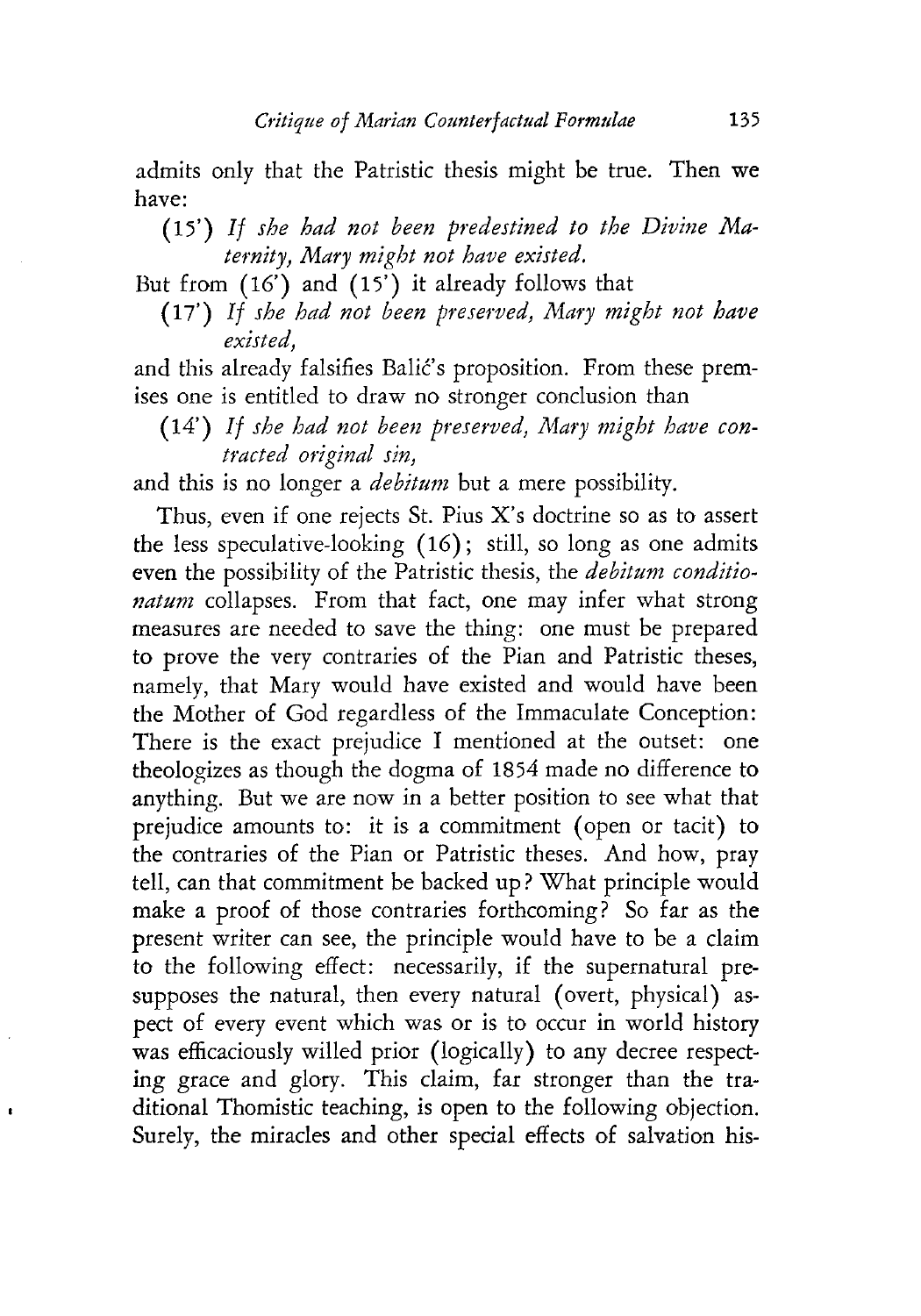admits only that the Patristic thesis might be true. Then we have:

(15') *If she had not been predestined to the Divine Maternity, Mary might not have existed.*

But from (16') and (15') it already follows that

(17') *If she had not been preserved, Mary might not have existed,*

and this already falsifies Balić's proposition. From these premises one is entitled to draw no stronger conclusion than

(14') *If she had not been preserved, Mary might have contracted original sin,*

and this is no longer a *debitum* but a mere possibility.

Thus, even if one rejects St. Pius X's doctrine so as to assert the less speculative-looking (16); still, so long as one admits even the possibility of the Patristic thesis, the *debitum conditionatum* collapses. From that fact, one may infer what strong measures are needed to save the thing: one must be prepared to prove the very contraries of the Pian and Patristic theses, namely, that Mary would have existed and would have been the Mother of God regardless of the Immaculate Conception: There is the exact prejudice I mentioned at the outset: one theologizes as though the dogma of 1854 made no difference to anything. But we are now in a better position to see what that prejudice amounts to: it is a commitment (open or tacit) to the contraries of the Pian or Patristic theses. And how, pray tell, can that commitment be backed up? What principle would make a proof of those contraries forthcoming? So far as the present writer can see, the principle would have to be a claim to the following effect: necessarily, if the supernatural presupposes the natural, then every natural (overt, physical) aspect of every event which was or is to occur in world history was efficaciously willed prior (logically) to any decree respecting grace and glory. This claim, far stronger than the traditional Thomistic teaching, is open to the following objection. Surely, the miracles and other special effects of salvation his-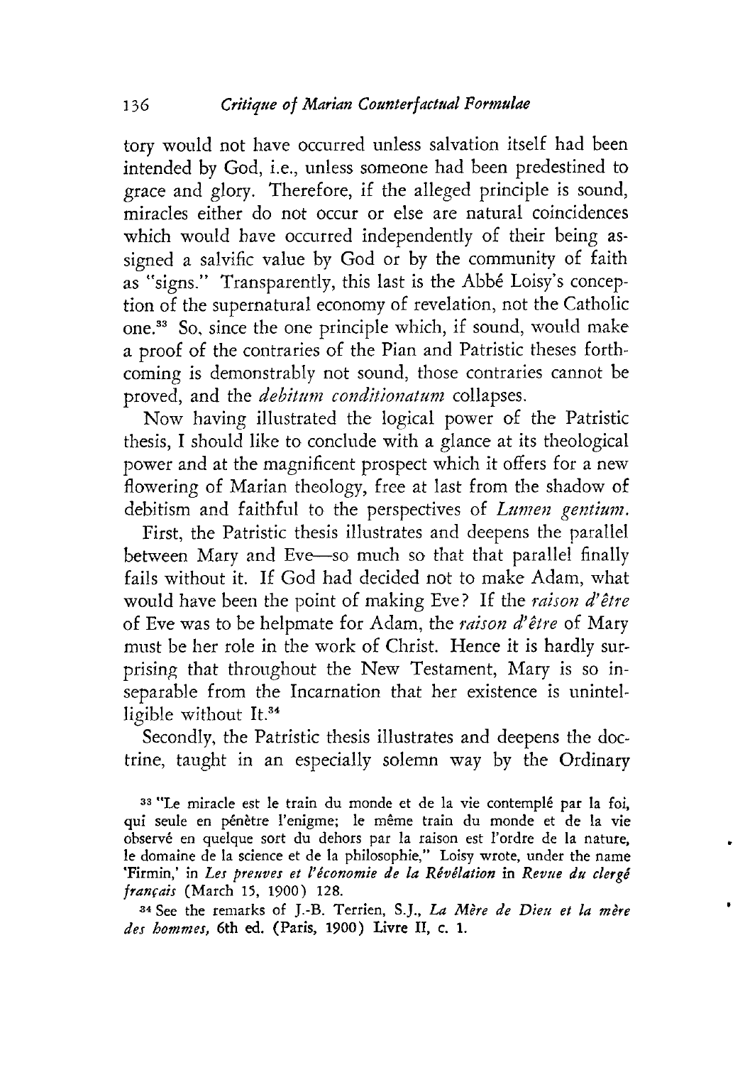tory would not have occurred unless salvation itself had been intended by God, i.e., unless someone had been predestined to grace and glory. Therefore, if the alleged principle is sound, miracles either do not occur or else are natural coincidences which would have occurred independently of their being assigned a salvific value by God or by the community of faith as "signs." Transparently, this last is the Abbé Loisy's conception of the supernatural economy of revelation, not the Catholic one.[33] So, since the one principle which, if sound, would make a proof of the contraries of the Pian and Patristic theses forthcoming is demonstrably not sound, those contraries cannot be proved, and the *debitum conditionatum* collapses.

Now having illustrated the logical power of the Patristic thesis, I should like to conclude with a glance at its theological power and at the magnificent prospect which it offers for a new flowering of Marian theology, free at last from the shadow of debitism and faithful to the perspectives of *Lumen gentium*.

First, the Patristic thesis illustrates and deepens the parallel between Mary and Eve—so much so that that parallel finally fails without it. If God had decided not to make Adam, what would have been the point of making Eve? If the *raison d'être* of Eve was to be helpmate for Adam, the *raison d'être* of Mary must be her role in the work of Christ. Hence it is hardly surprising that throughout the New Testament, Mary is so inseparable from the Incarnation that her existence is unintelligible without It.[34]

Secondly, the Patristic thesis illustrates and deepens the doctrine, taught in an especially solemn way by the Ordinary

[33] "Le miracle est le train du monde et de la vie contemplé par la foi, qui seule en pénètre l'enigme; le même train du monde et de la vie observé en quelque sort du dehors par la raison est l'ordre de la nature, le domaine de la science et de la philosophie," Loisy wrote, under the name 'Firmin,' in *Les preuves et l'économie de la Révélation* in *Revue du clergé français* (March 15, 1900) 128.

[34] See the remarks of J.-B. Terrien, S.J., *La Mère de Dieu et la mère des hommes*, 6th ed. (Paris, 1900) Livre II, c. 1.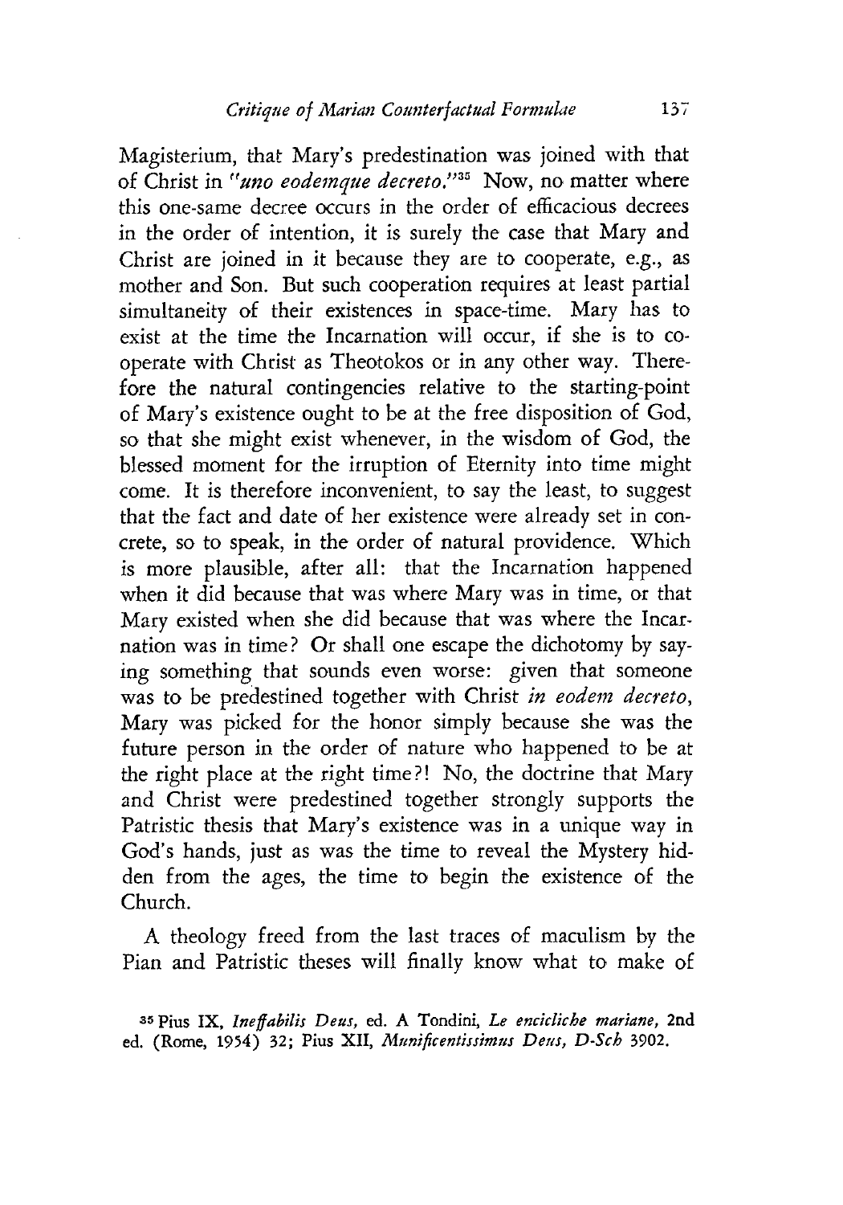Magisterium, that Mary's predestination was joined with that of Christ in *"uno eodemque decreto."*[35] Now, no matter where this one-same decree occurs in the order of efficacious decrees in the order of intention, it is surely the case that Mary and Christ are joined in it because they are to cooperate, e.g., as mother and Son. But such cooperation requires at least partial simultaneity of their existences in space-time. Mary has to exist at the time the Incarnation will occur, if she is to cooperate with Christ as Theotokos or in any other way. Therefore the natural contingencies relative to the starting-point of Mary's existence ought to be at the free disposition of God, so that she might exist whenever, in the wisdom of God, the blessed moment for the irruption of Eternity into time might come. It is therefore inconvenient, to say the least, to suggest that the fact and date of her existence were already set in concrete, so to speak, in the order of natural providence. Which is more plausible, after all: that the Incarnation happened when it did because that was where Mary was in time, or that Mary existed when she did because that was where the Incarnation was in time? Or shall one escape the dichotomy by saying something that sounds even worse: given that someone was to be predestined together with Christ *in eodem decreto*, Mary was picked for the honor simply because she was the future person in the order of nature who happened to be at the right place at the right time?! No, the doctrine that Mary and Christ were predestined together strongly supports the Patristic thesis that Mary's existence was in a unique way in God's hands, just as was the time to reveal the Mystery hidden from the ages, the time to begin the existence of the Church.

A theology freed from the last traces of maculism by the Pian and Patristic theses will finally know what to make of

[35] Pius IX, *Ineffabilis Deus*, ed. A Tondini, *Le encicliche mariane*, 2nd ed. (Rome, 1954) 32; Pius XII, *Munificentissimus Deus*, *D-Sch* 3902.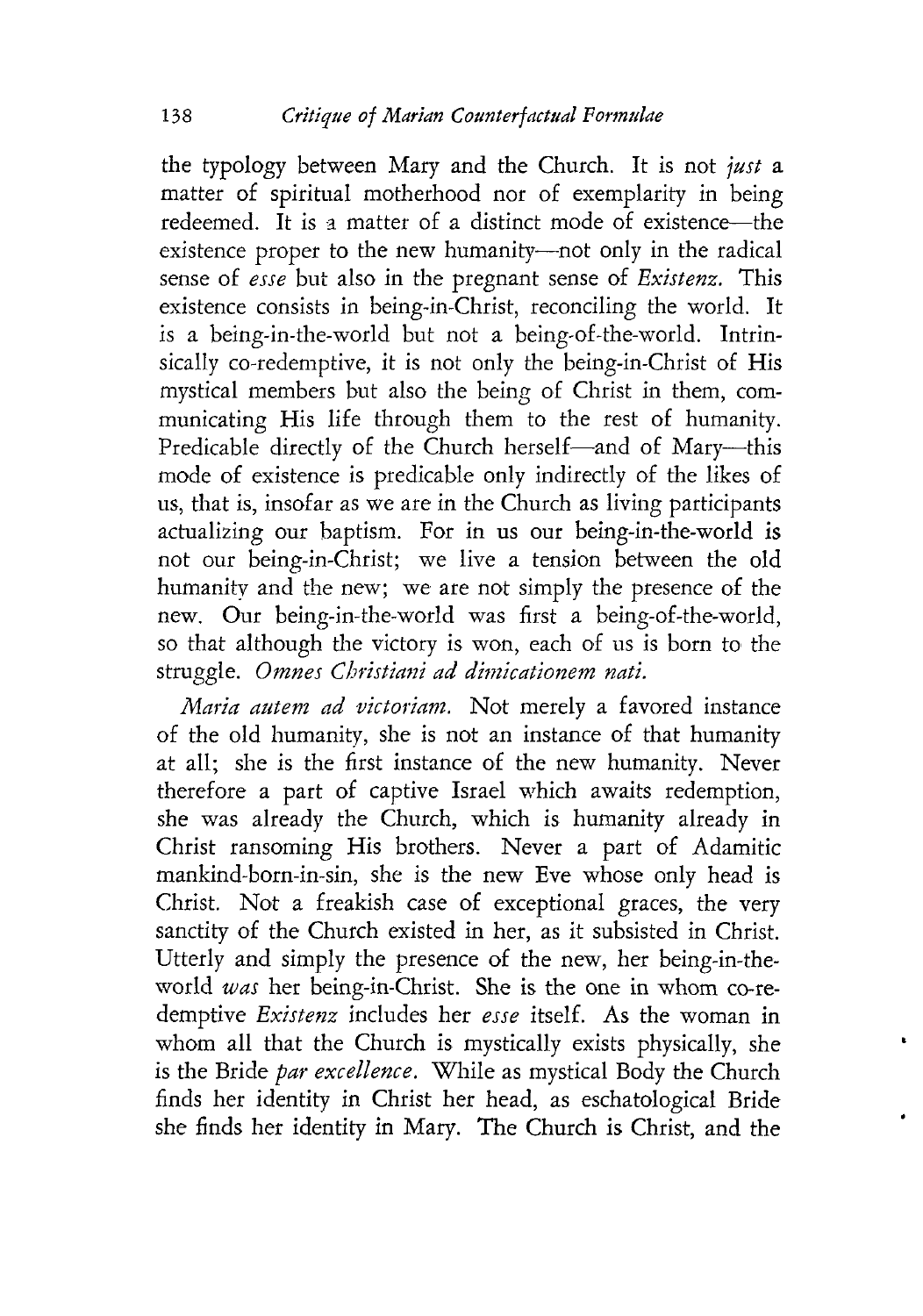the typology between Mary and the Church. It is not *just* a matter of spiritual motherhood nor of exemplarity in being redeemed. It is a matter of a distinct mode of existence—the existence proper to the new humanity—not only in the radical sense of *esse* but also in the pregnant sense of *Existenz.* This existence consists in being-in-Christ, reconciling the world. It is a being-in-the-world but not a being-of-the-world. Intrinsically co-redemptive, it is not only the being-in-Christ of His mystical members but also the being of Christ in them, communicating His life through them to the rest of humanity. Predicable directly of the Church herself—and of Mary—this mode of existence is predicable only indirectly of the likes of us, that is, insofar as we are in the Church as living participants actualizing our baptism. For in us our being-in-the-world is not our being-in-Christ; we live a tension between the old humanity and the new; we are not simply the presence of the new. Our being-in-the-world was first a being-of-the-world, so that although the victory is won, each of us is born to the struggle. *Omnes Christiani ad dimicationem nati.*

*Maria autem ad victoriam.* Not merely a favored instance of the old humanity, she is not an instance of that humanity at all; she is the first instance of the new humanity. Never therefore a part of captive Israel which awaits redemption, she was already the Church, which is humanity already in Christ ransoming His brothers. Never a part of Adamitic mankind-born-in-sin, she is the new Eve whose only head is Christ. Not a freakish case of exceptional graces, the very sanctity of the Church existed in her, as it subsisted in Christ. Utterly and simply the presence of the new, her being-in-the-world *was* her being-in-Christ. She is the one in whom co-redemptive *Existenz* includes her *esse* itself. As the woman in whom all that the Church is mystically exists physically, she is the Bride *par excellence.* While as mystical Body the Church finds her identity in Christ her head, as eschatological Bride she finds her identity in Mary. The Church is Christ, and the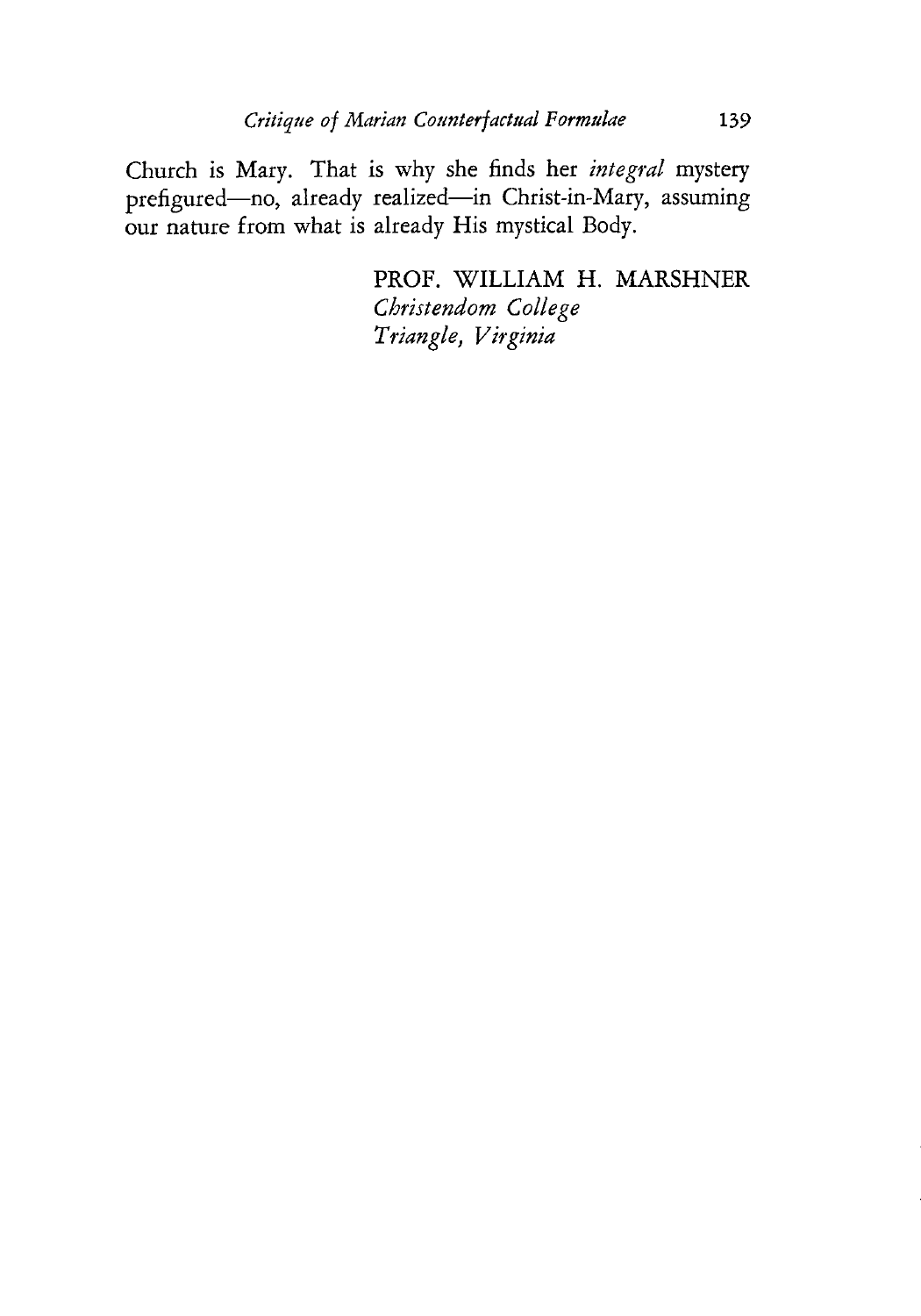Church is Mary. That is why she finds her *integral* mystery prefigured—no, already realized—in Christ-in-Mary, assuming our nature from what is already His mystical Body.

PROF. WILLIAM H. MARSHNER
*Christendom College*
*Triangle, Virginia*